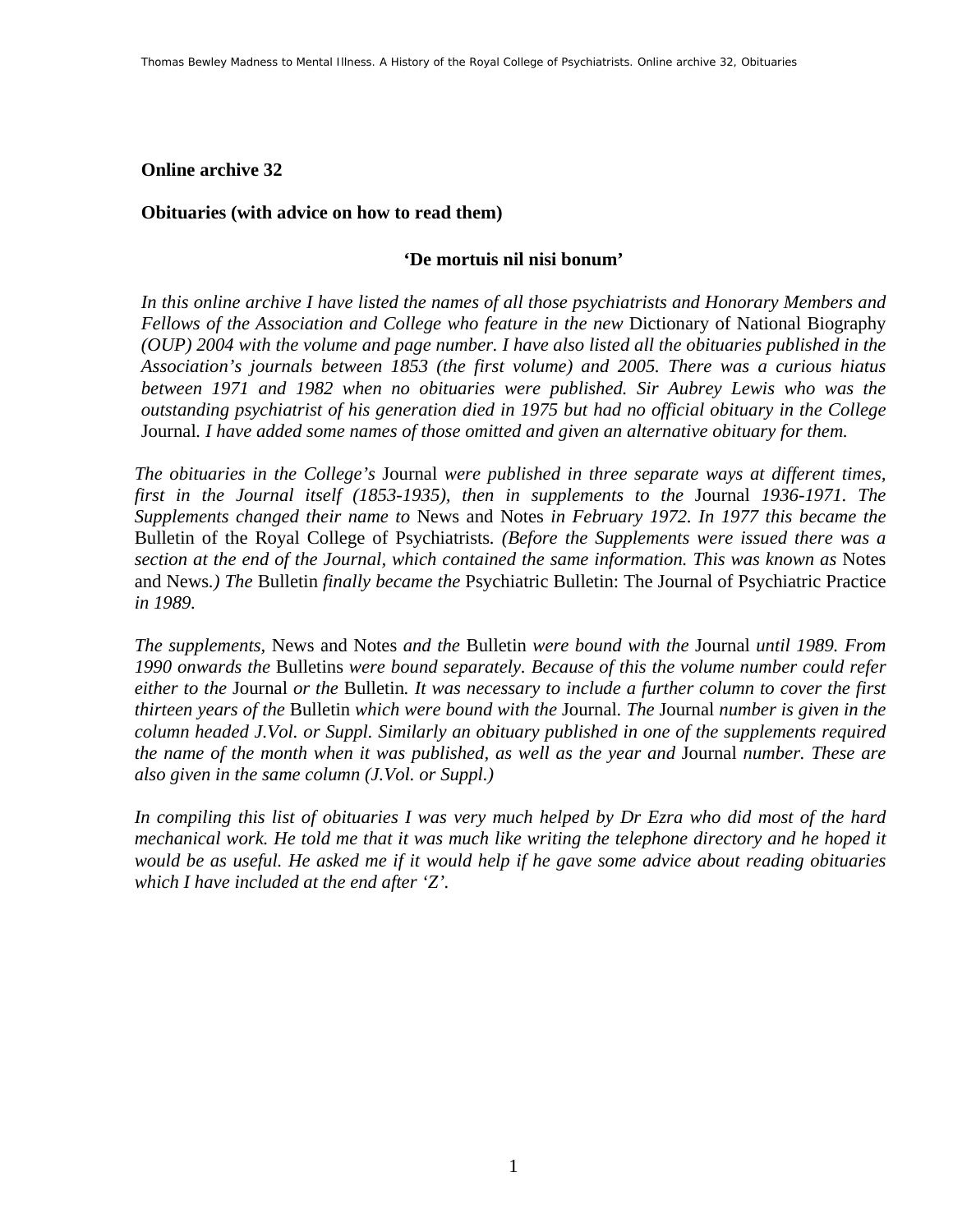**Online archive 32**

**Obituaries (with advice on how to read them)**

**'De mortuis nil nisi bonum'**

*In this online archive I have listed the names of all those psychiatrists and Honorary Members and Fellows of the Association and College who feature in the new* Dictionary of National Biography *(OUP) 2004 with the volume and page number. I have also listed all the obituaries published in the Association's journals between 1853 (the first volume) and 2005. There was a curious hiatus between 1971 and 1982 when no obituaries were published. Sir Aubrey Lewis who was the outstanding psychiatrist of his generation died in 1975 but had no official obituary in the College* Journal*. I have added some names of those omitted and given an alternative obituary for them.*

*The obituaries in the College's* Journal *were published in three separate ways at different times, first in the Journal itself (1853-1935), then in supplements to the* Journal *1936-1971. The Supplements changed their name to* News and Notes *in February 1972. In 1977 this became the* Bulletin of the Royal College of Psychiatrists*. (Before the Supplements were issued there was a section at the end of the Journal, which contained the same information. This was known as* Notes and News*.) The* Bulletin *finally became the* Psychiatric Bulletin: The Journal of Psychiatric Practice *in 1989.*

*The supplements,* News and Notes *and the* Bulletin *were bound with the* Journal *until 1989. From 1990 onwards the* Bulletins *were bound separately. Because of this the volume number could refer either to the* Journal *or the* Bulletin*. It was necessary to include a further column to cover the first thirteen years of the* Bulletin *which were bound with the* Journal*. The* Journal *number is given in the column headed J.Vol. or Suppl. Similarly an obituary published in one of the supplements required the name of the month when it was published, as well as the year and* Journal *number. These are also given in the same column (J.Vol. or Suppl.)*

*In compiling this list of obituaries I was very much helped by Dr Ezra who did most of the hard mechanical work. He told me that it was much like writing the telephone directory and he hoped it would be as useful. He asked me if it would help if he gave some advice about reading obituaries which I have included at the end after 'Z'.*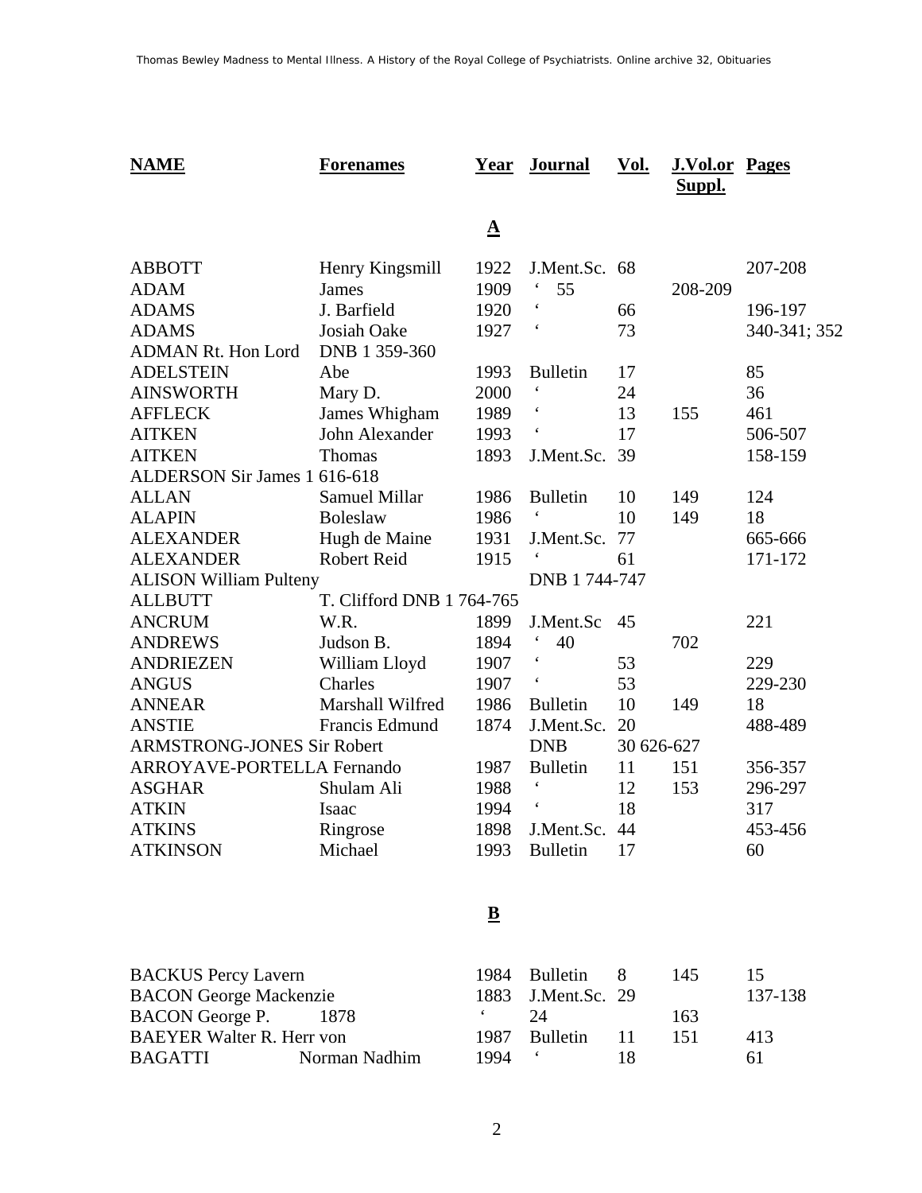| NAME | Forenames | Year | Journal | Vol. | J.Vol.or Suppl. | Pages |
|---|---|---|---|---|---|---|
| | | | **A** | | | |
| ABBOTT | Henry Kingsmill | 1922 | J.Ment.Sc. | 68 | | 207-208 |
| ADAM | James | 1909 | ‘ 55 | | 208-209 | |
| ADAMS | J. Barfield | 1920 | ‘ | 66 | | 196-197 |
| ADAMS | Josiah Oake | 1927 | ‘ | 73 | | 340-341; 352 |
| ADMAN Rt. Hon Lord | DNB 1 359-360 | | | | | |
| ADELSTEIN | Abe | 1993 | Bulletin | 17 | | 85 |
| AINSWORTH | Mary D. | 2000 | ‘ | 24 | | 36 |
| AFFLECK | James Whigham | 1989 | ‘ | 13 | 155 | 461 |
| AITKEN | John Alexander | 1993 | ‘ | 17 | | 506-507 |
| AITKEN | Thomas | 1893 | J.Ment.Sc. | 39 | | 158-159 |
| ALDERSON Sir James 1 616-618 | | | | | | |
| ALLAN | Samuel Millar | 1986 | Bulletin | 10 | 149 | 124 |
| ALAPIN | Boleslaw | 1986 | ‘ | 10 | 149 | 18 |
| ALEXANDER | Hugh de Maine | 1931 | J.Ment.Sc. | 77 | | 665-666 |
| ALEXANDER | Robert Reid | 1915 | ‘ | 61 | | 171-172 |
| ALISON William Pulteny | | | DNB 1 744-747 | | | |
| ALLBUTT | T. Clifford DNB 1 764-765 | | | | | |
| ANCRUM | W.R. | 1899 | J.Ment.Sc | 45 | | 221 |
| ANDREWS | Judson B. | 1894 | ‘ 40 | | 702 | |
| ANDRIEZEN | William Lloyd | 1907 | ‘ | 53 | | 229 |
| ANGUS | Charles | 1907 | ‘ | 53 | | 229-230 |
| ANNEAR | Marshall Wilfred | 1986 | Bulletin | 10 | 149 | 18 |
| ANSTIE | Francis Edmund | 1874 | J.Ment.Sc. | 20 | | 488-489 |
| ARMSTRONG-JONES Sir Robert | | | DNB | 30 626-627 | | |
| ARROYAVE-PORTELLA Fernando | | 1987 | Bulletin | 11 | 151 | 356-357 |
| ASGHAR | Shulam Ali | 1988 | ‘ | 12 | 153 | 296-297 |
| ATKIN | Isaac | 1994 | ‘ | 18 | | 317 |
| ATKINS | Ringrose | 1898 | J.Ment.Sc. | 44 | | 453-456 |
| ATKINSON | Michael | 1993 | Bulletin | 17 | | 60 |
| | | | **B** | | | |
| BACKUS Percy Lavern | | 1984 | Bulletin | 8 | 145 | 15 |
| BACON George Mackenzie | | 1883 | J.Ment.Sc. | 29 | | 137-138 |
| BACON George P. | 1878 | ‘ | 24 | | 163 | |
| BAEYER Walter R. Herr von | | 1987 | Bulletin | 11 | 151 | 413 |
| BAGATTI | Norman Nadhim | 1994 | ‘ | 18 | | 61 |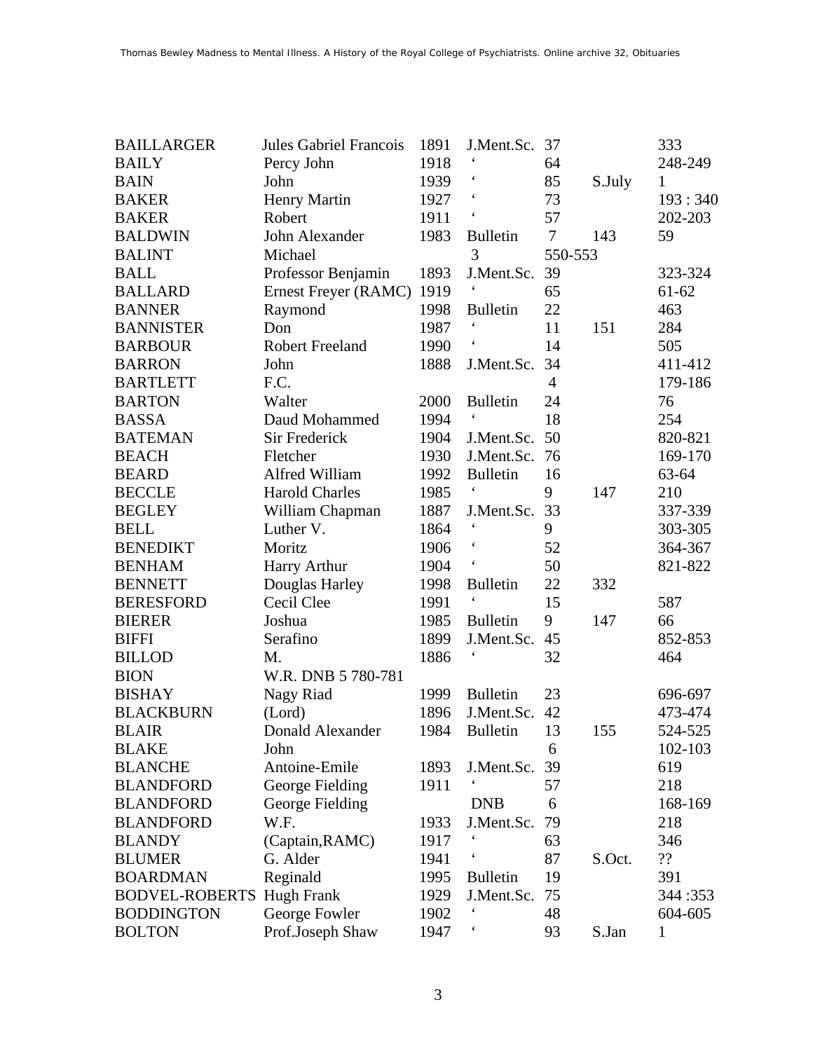| | | | | | | |
|---|---|---|---|---|---|---|
| BAILLARGER | Jules Gabriel Francois | 1891 | J.Ment.Sc. | 37 | | 333 |
| BAILY | Percy John | 1918 | ‘ | 64 | | 248-249 |
| BAIN | John | 1939 | ‘ | 85 | S.July | 1 |
| BAKER | Henry Martin | 1927 | ‘ | 73 | | 193 : 340 |
| BAKER | Robert | 1911 | ‘ | 57 | | 202-203 |
| BALDWIN | John Alexander | 1983 | Bulletin | 7 | 143 | 59 |
| BALINT | Michael | | 3 | 550-553 | | |
| BALL | Professor Benjamin | 1893 | J.Ment.Sc. | 39 | | 323-324 |
| BALLARD | Ernest Freyer (RAMC) | 1919 | ‘ | 65 | | 61-62 |
| BANNER | Raymond | 1998 | Bulletin | 22 | | 463 |
| BANNISTER | Don | 1987 | ‘ | 11 | 151 | 284 |
| BARBOUR | Robert Freeland | 1990 | ‘ | 14 | | 505 |
| BARRON | John | 1888 | J.Ment.Sc. | 34 | | 411-412 |
| BARTLETT | F.C. | | | 4 | | 179-186 |
| BARTON | Walter | 2000 | Bulletin | 24 | | 76 |
| BASSA | Daud Mohammed | 1994 | ‘ | 18 | | 254 |
| BATEMAN | Sir Frederick | 1904 | J.Ment.Sc. | 50 | | 820-821 |
| BEACH | Fletcher | 1930 | J.Ment.Sc. | 76 | | 169-170 |
| BEARD | Alfred William | 1992 | Bulletin | 16 | | 63-64 |
| BECCLE | Harold Charles | 1985 | ‘ | 9 | 147 | 210 |
| BEGLEY | William Chapman | 1887 | J.Ment.Sc. | 33 | | 337-339 |
| BELL | Luther V. | 1864 | ‘ | 9 | | 303-305 |
| BENEDIKT | Moritz | 1906 | ‘ | 52 | | 364-367 |
| BENHAM | Harry Arthur | 1904 | ‘ | 50 | | 821-822 |
| BENNETT | Douglas Harley | 1998 | Bulletin | 22 | 332 | |
| BERESFORD | Cecil Clee | 1991 | ‘ | 15 | | 587 |
| BIERER | Joshua | 1985 | Bulletin | 9 | 147 | 66 |
| BIFFI | Serafino | 1899 | J.Ment.Sc. | 45 | | 852-853 |
| BILLOD | M. | 1886 | ‘ | 32 | | 464 |
| BION | W.R. DNB 5 780-781 | | | | | |
| BISHAY | Nagy Riad | 1999 | Bulletin | 23 | | 696-697 |
| BLACKBURN | (Lord) | 1896 | J.Ment.Sc. | 42 | | 473-474 |
| BLAIR | Donald Alexander | 1984 | Bulletin | 13 | 155 | 524-525 |
| BLAKE | John | | | 6 | | 102-103 |
| BLANCHE | Antoine-Emile | 1893 | J.Ment.Sc. | 39 | | 619 |
| BLANDFORD | George Fielding | 1911 | ‘ | 57 | | 218 |
| BLANDFORD | George Fielding | | DNB | 6 | | 168-169 |
| BLANDFORD | W.F. | 1933 | J.Ment.Sc. | 79 | | 218 |
| BLANDY | (Captain,RAMC) | 1917 | ‘ | 63 | | 346 |
| BLUMER | G. Alder | 1941 | ‘ | 87 | S.Oct. | ?? |
| BOARDMAN | Reginald | 1995 | Bulletin | 19 | | 391 |
| BODVEL-ROBERTS | Hugh Frank | 1929 | J.Ment.Sc. | 75 | | 344 :353 |
| BODDINGTON | George Fowler | 1902 | ‘ | 48 | | 604-605 |
| BOLTON | Prof.Joseph Shaw | 1947 | ‘ | 93 | S.Jan | 1 |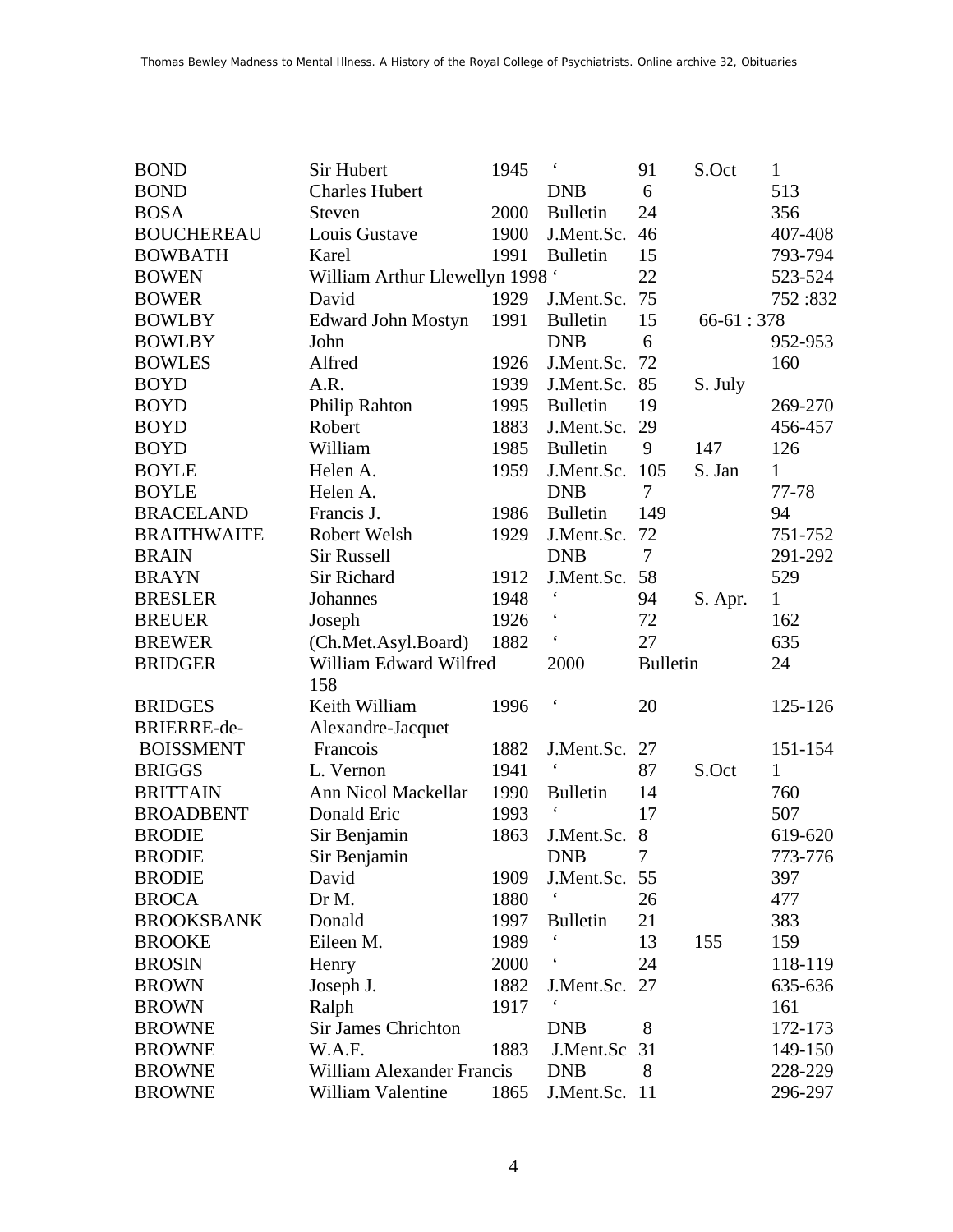| | | | | | | |
|---|---|---|---|---|---|---|
| BOND | Sir Hubert | 1945 | ' | 91 | S.Oct | 1 |
| BOND | Charles Hubert | | DNB | 6 | | 513 |
| BOSA | Steven | 2000 | Bulletin | 24 | | 356 |
| BOUCHEREAU | Louis Gustave | 1900 | J.Ment.Sc. | 46 | | 407-408 |
| BOWBATH | Karel | 1991 | Bulletin | 15 | | 793-794 |
| BOWEN | William Arthur Llewellyn 1998 ' | | | 22 | | 523-524 |
| BOWER | David | 1929 | J.Ment.Sc. | 75 | | 752 :832 |
| BOWLBY | Edward John Mostyn | 1991 | Bulletin | 15 | 66-61 : 378 | |
| BOWLBY | John | | DNB | 6 | | 952-953 |
| BOWLES | Alfred | 1926 | J.Ment.Sc. | 72 | | 160 |
| BOYD | A.R. | 1939 | J.Ment.Sc. | 85 | S. July | |
| BOYD | Philip Rahton | 1995 | Bulletin | 19 | | 269-270 |
| BOYD | Robert | 1883 | J.Ment.Sc. | 29 | | 456-457 |
| BOYD | William | 1985 | Bulletin | 9 | 147 | 126 |
| BOYLE | Helen A. | 1959 | J.Ment.Sc. | 105 | S. Jan | 1 |
| BOYLE | Helen A. | | DNB | 7 | | 77-78 |
| BRACELAND | Francis J. | 1986 | Bulletin | 149 | | 94 |
| BRAITHWAITE | Robert Welsh | 1929 | J.Ment.Sc. | 72 | | 751-752 |
| BRAIN | Sir Russell | | DNB | 7 | | 291-292 |
| BRAYN | Sir Richard | 1912 | J.Ment.Sc. | 58 | | 529 |
| BRESLER | Johannes | 1948 | ' | 94 | S. Apr. | 1 |
| BREUER | Joseph | 1926 | ' | 72 | | 162 |
| BREWER | (Ch.Met.Asyl.Board) | 1882 | ' | 27 | | 635 |
| BRIDGER | William Edward Wilfred 158 | | 2000 | Bulletin | | 24 |
| BRIDGES | Keith William | 1996 | ' | 20 | | 125-126 |
| BRIERRE-de-BOISSMENT | Alexandre-Jacquet Francois | 1882 | J.Ment.Sc. | 27 | | 151-154 |
| BRIGGS | L. Vernon | 1941 | ' | 87 | S.Oct | 1 |
| BRITTAIN | Ann Nicol Mackellar | 1990 | Bulletin | 14 | | 760 |
| BROADBENT | Donald Eric | 1993 | ' | 17 | | 507 |
| BRODIE | Sir Benjamin | 1863 | J.Ment.Sc. | 8 | | 619-620 |
| BRODIE | Sir Benjamin | | DNB | 7 | | 773-776 |
| BRODIE | David | 1909 | J.Ment.Sc. | 55 | | 397 |
| BROCA | Dr M. | 1880 | ' | 26 | | 477 |
| BROOKSBANK | Donald | 1997 | Bulletin | 21 | | 383 |
| BROOKE | Eileen M. | 1989 | ' | 13 | 155 | 159 |
| BROSIN | Henry | 2000 | ' | 24 | | 118-119 |
| BROWN | Joseph J. | 1882 | J.Ment.Sc. | 27 | | 635-636 |
| BROWN | Ralph | 1917 | ' | | | 161 |
| BROWNE | Sir James Chrichton | | DNB | 8 | | 172-173 |
| BROWNE | W.A.F. | 1883 | J.Ment.Sc | 31 | | 149-150 |
| BROWNE | William Alexander Francis | | DNB | 8 | | 228-229 |
| BROWNE | William Valentine | 1865 | J.Ment.Sc. | 11 | | 296-297 |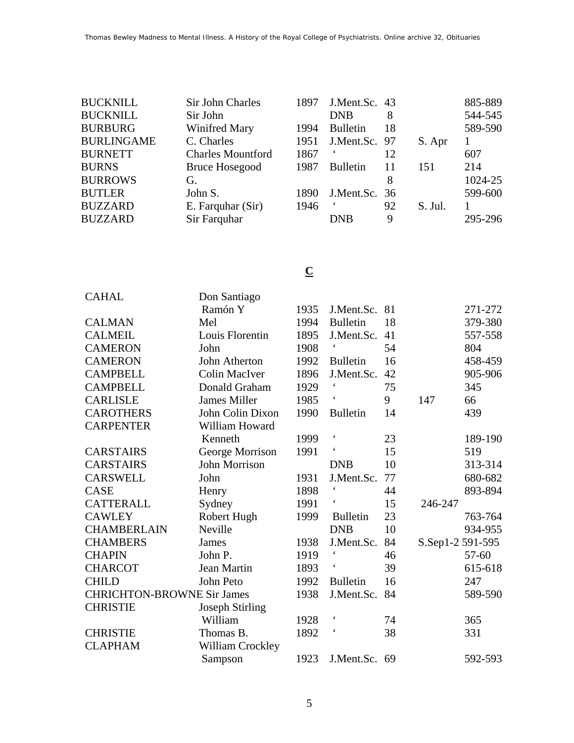| | | | | | | |
|---|---|---|---|---|---|---|
| BUCKNILL | Sir John Charles | 1897 | J.Ment.Sc. | 43 | | 885-889 |
| BUCKNILL | Sir John | | DNB | 8 | | 544-545 |
| BURBURG | Winifred Mary | 1994 | Bulletin | 18 | | 589-590 |
| BURLINGAME | C. Charles | 1951 | J.Ment.Sc. | 97 | S. Apr | 1 |
| BURNETT | Charles Mountford | 1867 | ‘ | 12 | | 607 |
| BURNS | Bruce Hosegood | 1987 | Bulletin | 11 | 151 | 214 |
| BURROWS | G. | | | 8 | | 1024-25 |
| BUTLER | John S. | 1890 | J.Ment.Sc. | 36 | | 599-600 |
| BUZZARD | E. Farquhar (Sir) | 1946 | ‘ | 92 | S. Jul. | 1 |
| BUZZARD | Sir Farquhar | | DNB | 9 | | 295-296 |

## C

| | | | | | | |
|---|---|---|---|---|---|---|
| CAHAL | Don Santiago Ramón Y | 1935 | J.Ment.Sc. | 81 | | 271-272 |
| CALMAN | Mel | 1994 | Bulletin | 18 | | 379-380 |
| CALMEIL | Louis Florentin | 1895 | J.Ment.Sc. | 41 | | 557-558 |
| CAMERON | John | 1908 | ‘ | 54 | | 804 |
| CAMERON | John Atherton | 1992 | Bulletin | 16 | | 458-459 |
| CAMPBELL | Colin MacIver | 1896 | J.Ment.Sc. | 42 | | 905-906 |
| CAMPBELL | Donald Graham | 1929 | ‘ | 75 | | 345 |
| CARLISLE | James Miller | 1985 | ‘ | 9 | 147 | 66 |
| CAROTHERS | John Colin Dixon | 1990 | Bulletin | 14 | | 439 |
| CARPENTER | William Howard Kenneth | 1999 | ‘ | 23 | | 189-190 |
| CARSTAIRS | George Morrison | 1991 | ‘ | 15 | | 519 |
| CARSTAIRS | John Morrison | | DNB | 10 | | 313-314 |
| CARSWELL | John | 1931 | J.Ment.Sc. | 77 | | 680-682 |
| CASE | Henry | 1898 | ‘ | 44 | | 893-894 |
| CATTERALL | Sydney | 1991 | ‘ | 15 | 246-247 | |
| CAWLEY | Robert Hugh | 1999 | Bulletin | 23 | | 763-764 |
| CHAMBERLAIN | Neville | | DNB | 10 | | 934-955 |
| CHAMBERS | James | 1938 | J.Ment.Sc. | 84 | S.Sep1-2 | 591-595 |
| CHAPIN | John P. | 1919 | ‘ | 46 | | 57-60 |
| CHARCOT | Jean Martin | 1893 | ‘ | 39 | | 615-618 |
| CHILD | John Peto | 1992 | Bulletin | 16 | | 247 |
| CHRICHTON-BROWNE | Sir James | 1938 | J.Ment.Sc. | 84 | | 589-590 |
| CHRISTIE | Joseph Stirling William | 1928 | ‘ | 74 | | 365 |
| CHRISTIE | Thomas B. | 1892 | ‘ | 38 | | 331 |
| CLAPHAM | William Crockley Sampson | 1923 | J.Ment.Sc. | 69 | | 592-593 |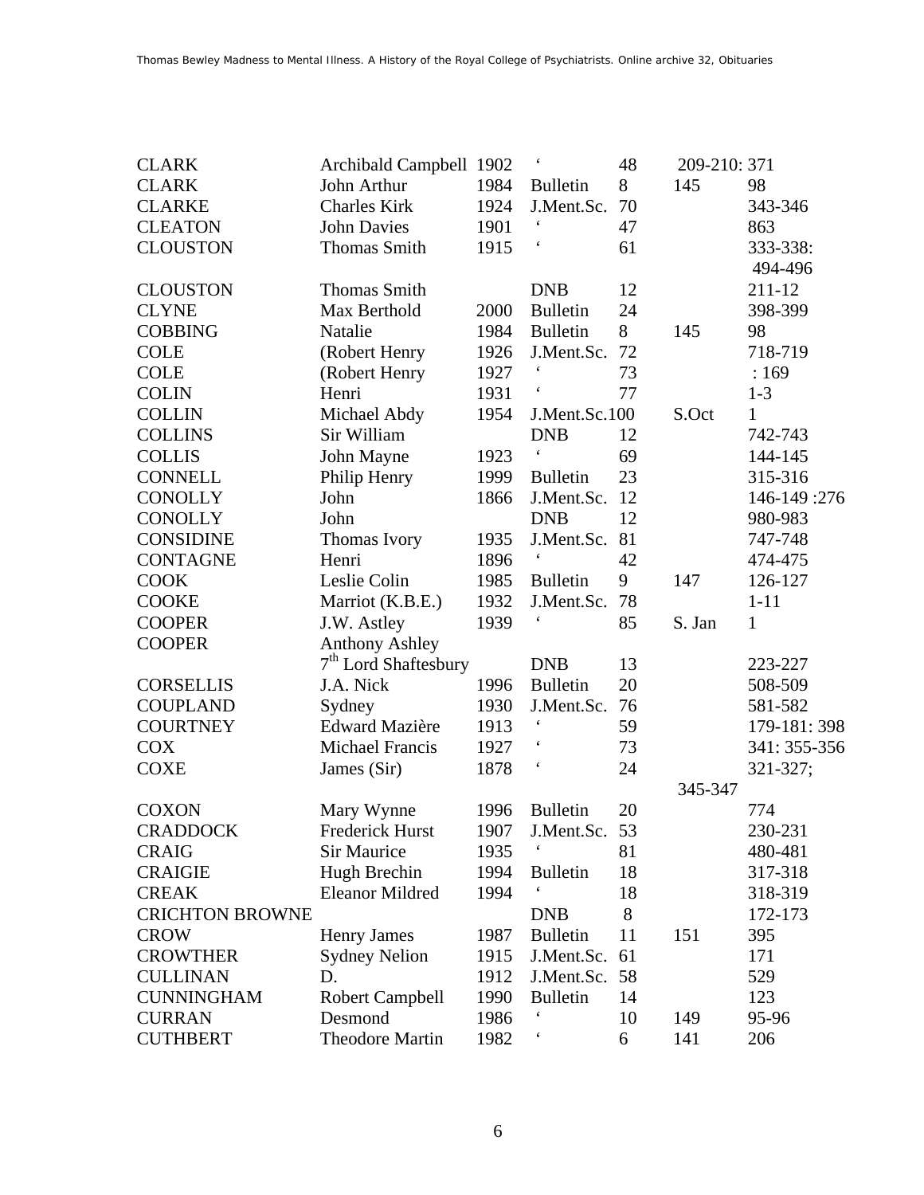| | | | | | | |
|---|---|---|---|---|---|---|
| CLARK | Archibald Campbell | 1902 | ‘ | 48 | 209-210: 371 | |
| CLARK | John Arthur | 1984 | Bulletin | 8 | 145 | 98 |
| CLARKE | Charles Kirk | 1924 | J.Ment.Sc. | 70 | | 343-346 |
| CLEATON | John Davies | 1901 | ‘ | 47 | | 863 |
| CLOUSTON | Thomas Smith | 1915 | ‘ | 61 | | 333-338: 494-496 |
| CLOUSTON | Thomas Smith | | DNB | 12 | | 211-12 |
| CLYNE | Max Berthold | 2000 | Bulletin | 24 | | 398-399 |
| COBBING | Natalie | 1984 | Bulletin | 8 | 145 | 98 |
| COLE | (Robert Henry | 1926 | J.Ment.Sc. | 72 | | 718-719 |
| COLE | (Robert Henry | 1927 | ‘ | 73 | | : 169 |
| COLIN | Henri | 1931 | ‘ | 77 | | 1-3 |
| COLLIN | Michael Abdy | 1954 | J.Ment.Sc. | 100 | S.Oct | 1 |
| COLLINS | Sir William | | DNB | 12 | | 742-743 |
| COLLIS | John Mayne | 1923 | ‘ | 69 | | 144-145 |
| CONNELL | Philip Henry | 1999 | Bulletin | 23 | | 315-316 |
| CONOLLY | John | 1866 | J.Ment.Sc. | 12 | | 146-149 :276 |
| CONOLLY | John | | DNB | 12 | | 980-983 |
| CONSIDINE | Thomas Ivory | 1935 | J.Ment.Sc. | 81 | | 747-748 |
| CONTAGNE | Henri | 1896 | ‘ | 42 | | 474-475 |
| COOK | Leslie Colin | 1985 | Bulletin | 9 | 147 | 126-127 |
| COOKE | Marriot (K.B.E.) | 1932 | J.Ment.Sc. | 78 | | 1-11 |
| COOPER | J.W. Astley | 1939 | ‘ | 85 | S. Jan | 1 |
| COOPER | Anthony Ashley 7th Lord Shaftesbury | | DNB | 13 | | 223-227 |
| CORSELLIS | J.A. Nick | 1996 | Bulletin | 20 | | 508-509 |
| COUPLAND | Sydney | 1930 | J.Ment.Sc. | 76 | | 581-582 |
| COURTNEY | Edward Mazière | 1913 | ‘ | 59 | | 179-181: 398 |
| COX | Michael Francis | 1927 | ‘ | 73 | | 341: 355-356 |
| COXE | James (Sir) | 1878 | ‘ | 24 | 345-347 | 321-327; |
| COXON | Mary Wynne | 1996 | Bulletin | 20 | | 774 |
| CRADDOCK | Frederick Hurst | 1907 | J.Ment.Sc. | 53 | | 230-231 |
| CRAIG | Sir Maurice | 1935 | ‘ | 81 | | 480-481 |
| CRAIGIE | Hugh Brechin | 1994 | Bulletin | 18 | | 317-318 |
| CREAK | Eleanor Mildred | 1994 | ‘ | 18 | | 318-319 |
| CRICHTON BROWNE | | | DNB | 8 | | 172-173 |
| CROW | Henry James | 1987 | Bulletin | 11 | 151 | 395 |
| CROWTHER | Sydney Nelion | 1915 | J.Ment.Sc. | 61 | | 171 |
| CULLINAN | D. | 1912 | J.Ment.Sc. | 58 | | 529 |
| CUNNINGHAM | Robert Campbell | 1990 | Bulletin | 14 | | 123 |
| CURRAN | Desmond | 1986 | ‘ | 10 | 149 | 95-96 |
| CUTHBERT | Theodore Martin | 1982 | ‘ | 6 | 141 | 206 |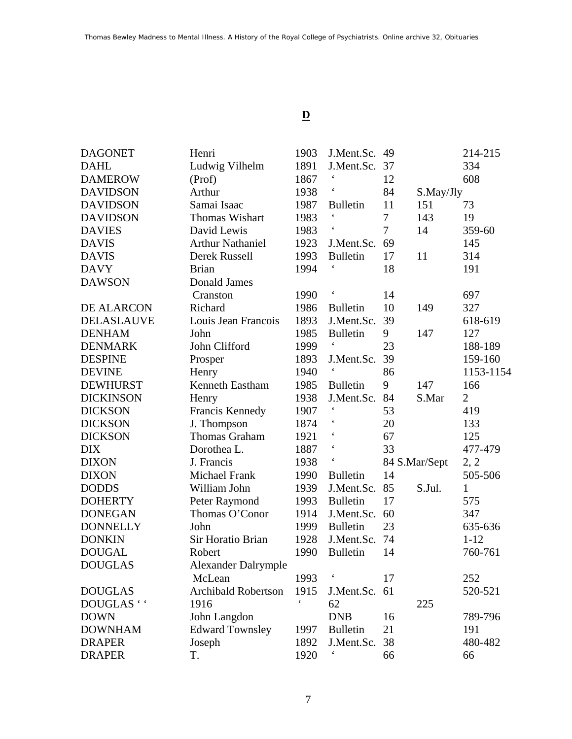**D**

| | | | | | | |
|---|---|---|---|---|---|---|
| DAGONET | Henri | 1903 | J.Ment.Sc. | 49 | | 214-215 |
| DAHL | Ludwig Vilhelm | 1891 | J.Ment.Sc. | 37 | | 334 |
| DAMEROW | (Prof) | 1867 | ‘ | 12 | | 608 |
| DAVIDSON | Arthur | 1938 | ‘ | 84 | S.May/Jly | |
| DAVIDSON | Samai Isaac | 1987 | Bulletin | 11 | 151 | 73 |
| DAVIDSON | Thomas Wishart | 1983 | ‘ | 7 | 143 | 19 |
| DAVIES | David Lewis | 1983 | ‘ | 7 | 14 | 359-60 |
| DAVIS | Arthur Nathaniel | 1923 | J.Ment.Sc. | 69 | | 145 |
| DAVIS | Derek Russell | 1993 | Bulletin | 17 | 11 | 314 |
| DAVY | Brian | 1994 | ‘ | 18 | | 191 |
| DAWSON | Donald James Cranston | 1990 | ‘ | 14 | | 697 |
| DE ALARCON | Richard | 1986 | Bulletin | 10 | 149 | 327 |
| DELASLAUVE | Louis Jean Francois | 1893 | J.Ment.Sc. | 39 | | 618-619 |
| DENHAM | John | 1985 | Bulletin | 9 | 147 | 127 |
| DENMARK | John Clifford | 1999 | ‘ | 23 | | 188-189 |
| DESPINE | Prosper | 1893 | J.Ment.Sc. | 39 | | 159-160 |
| DEVINE | Henry | 1940 | ‘ | 86 | | 1153-1154 |
| DEWHURST | Kenneth Eastham | 1985 | Bulletin | 9 | 147 | 166 |
| DICKINSON | Henry | 1938 | J.Ment.Sc. | 84 | S.Mar | 2 |
| DICKSON | Francis Kennedy | 1907 | ‘ | 53 | | 419 |
| DICKSON | J. Thompson | 1874 | ‘ | 20 | | 133 |
| DICKSON | Thomas Graham | 1921 | ‘ | 67 | | 125 |
| DIX | Dorothea L. | 1887 | ‘ | 33 | | 477-479 |
| DIXON | J. Francis | 1938 | ‘ | 84 | S.Mar/Sept | 2, 2 |
| DIXON | Michael Frank | 1990 | Bulletin | 14 | | 505-506 |
| DODDS | William John | 1939 | J.Ment.Sc. | 85 | S.Jul. | 1 |
| DOHERTY | Peter Raymond | 1993 | Bulletin | 17 | | 575 |
| DONEGAN | Thomas O’Conor | 1914 | J.Ment.Sc. | 60 | | 347 |
| DONNELLY | John | 1999 | Bulletin | 23 | | 635-636 |
| DONKIN | Sir Horatio Brian | 1928 | J.Ment.Sc. | 74 | | 1-12 |
| DOUGAL | Robert | 1990 | Bulletin | 14 | | 760-761 |
| DOUGLAS | Alexander Dalrymple McLean | 1993 | ‘ | 17 | | 252 |
| DOUGLAS | Archibald Robertson | 1915 | J.Ment.Sc. | 61 | | 520-521 |
| DOUGLAS ‘ ‘ | 1916 | ‘ | 62 | | 225 | |
| DOWN | John Langdon | | DNB | 16 | | 789-796 |
| DOWNHAM | Edward Townsley | 1997 | Bulletin | 21 | | 191 |
| DRAPER | Joseph | 1892 | J.Ment.Sc. | 38 | | 480-482 |
| DRAPER | T. | 1920 | ‘ | 66 | | 66 |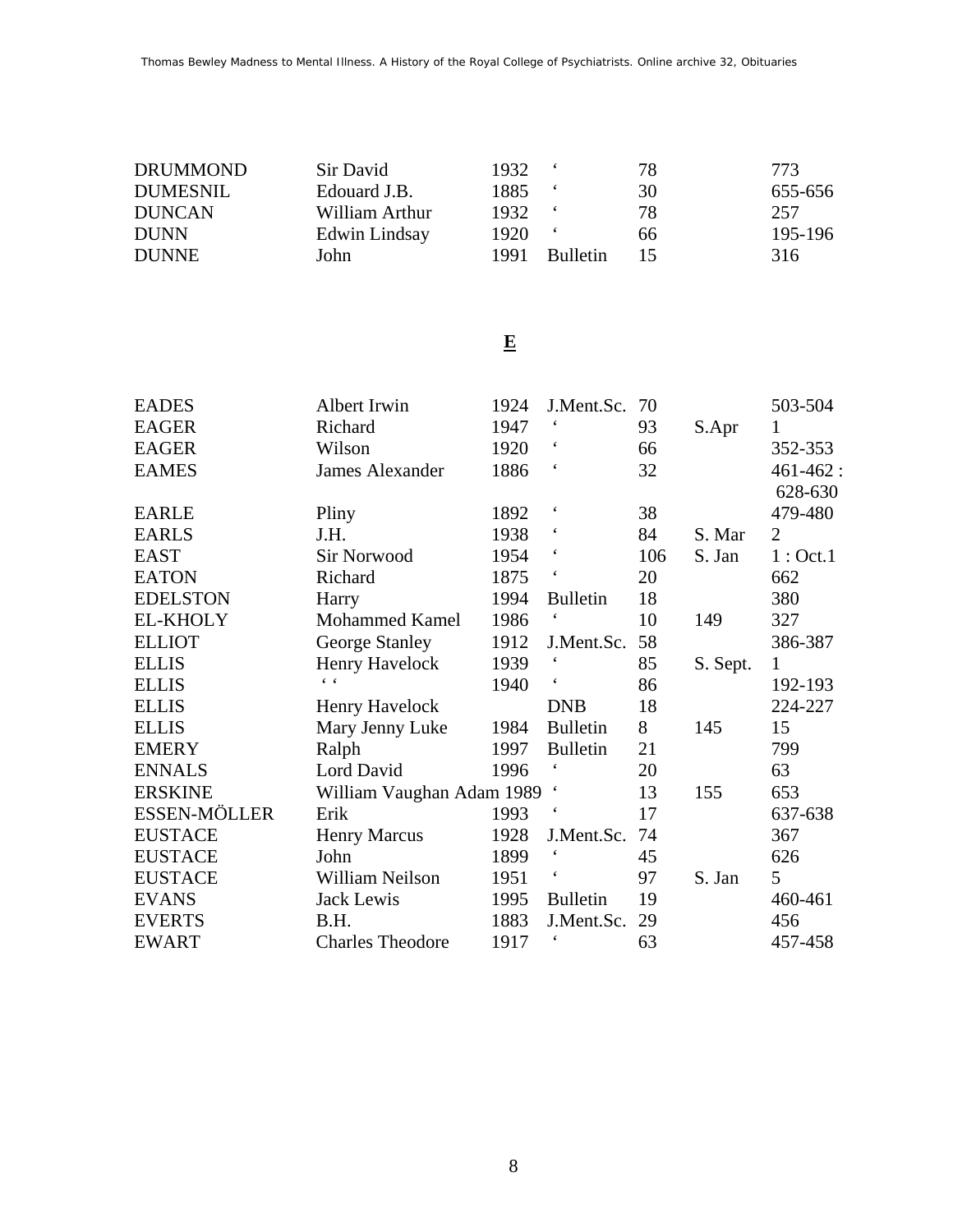| | | | | | | |
|---|---|---|---|---|---|---|
| DRUMMOND | Sir David | 1932 | ‘ | 78 | | 773 |
| DUMESNIL | Edouard J.B. | 1885 | ‘ | 30 | | 655-656 |
| DUNCAN | William Arthur | 1932 | ‘ | 78 | | 257 |
| DUNN | Edwin Lindsay | 1920 | ‘ | 66 | | 195-196 |
| DUNNE | John | 1991 | Bulletin | 15 | | 316 |

**E**

| | | | | | | |
|---|---|---|---|---|---|---|
| EADES | Albert Irwin | 1924 | J.Ment.Sc. | 70 | | 503-504 |
| EAGER | Richard | 1947 | ‘ | 93 | S.Apr | 1 |
| EAGER | Wilson | 1920 | ‘ | 66 | | 352-353 |
| EAMES | James Alexander | 1886 | ‘ | 32 | | 461-462 : 628-630 |
| EARLE | Pliny | 1892 | ‘ | 38 | | 479-480 |
| EARLS | J.H. | 1938 | ‘ | 84 | S. Mar | 2 |
| EAST | Sir Norwood | 1954 | ‘ | 106 | S. Jan | 1 : Oct.1 |
| EATON | Richard | 1875 | ‘ | 20 | | 662 |
| EDELSTON | Harry | 1994 | Bulletin | 18 | | 380 |
| EL-KHOLY | Mohammed Kamel | 1986 | ‘ | 10 | 149 | 327 |
| ELLIOT | George Stanley | 1912 | J.Ment.Sc. | 58 | | 386-387 |
| ELLIS | Henry Havelock | 1939 | ‘ | 85 | S. Sept. | 1 |
| ELLIS | ‘ ‘ | 1940 | ‘ | 86 | | 192-193 |
| ELLIS | Henry Havelock | | DNB | 18 | | 224-227 |
| ELLIS | Mary Jenny Luke | 1984 | Bulletin | 8 | 145 | 15 |
| EMERY | Ralph | 1997 | Bulletin | 21 | | 799 |
| ENNALS | Lord David | 1996 | ‘ | 20 | | 63 |
| ERSKINE | William Vaughan Adam | 1989 | ‘ | 13 | 155 | 653 |
| ESSEN-MÖLLER | Erik | 1993 | ‘ | 17 | | 637-638 |
| EUSTACE | Henry Marcus | 1928 | J.Ment.Sc. | 74 | | 367 |
| EUSTACE | John | 1899 | ‘ | 45 | | 626 |
| EUSTACE | William Neilson | 1951 | ‘ | 97 | S. Jan | 5 |
| EVANS | Jack Lewis | 1995 | Bulletin | 19 | | 460-461 |
| EVERTS | B.H. | 1883 | J.Ment.Sc. | 29 | | 456 |
| EWART | Charles Theodore | 1917 | ‘ | 63 | | 457-458 |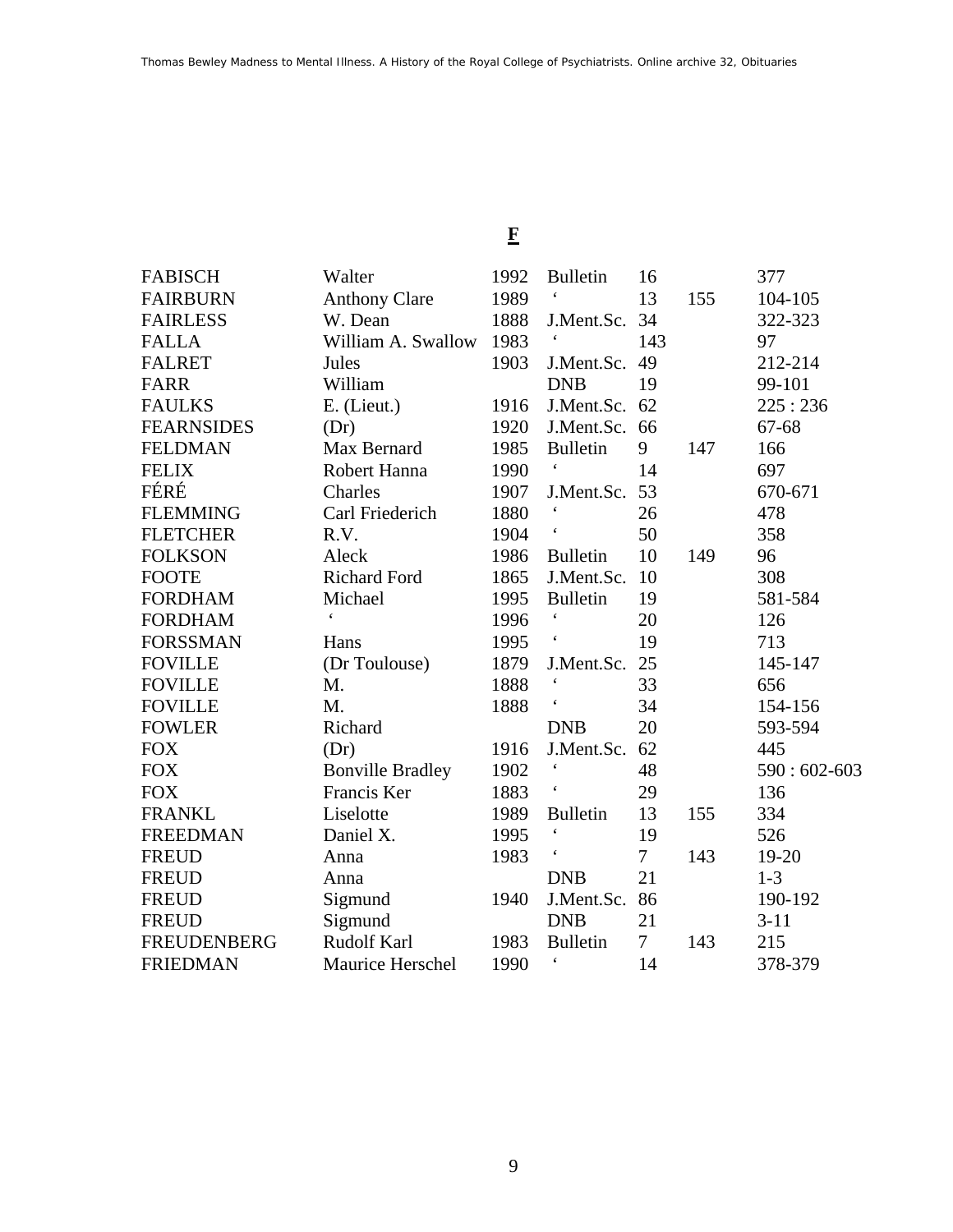## F

| | | | | | | |
|---|---|---|---|---|---|---|
| FABISCH | Walter | 1992 | Bulletin | 16 | | 377 |
| FAIRBURN | Anthony Clare | 1989 | ‘ | 13 | 155 | 104-105 |
| FAIRLESS | W. Dean | 1888 | J.Ment.Sc. | 34 | | 322-323 |
| FALLA | William A. Swallow | 1983 | ‘ | 143 | | 97 |
| FALRET | Jules | 1903 | J.Ment.Sc. | 49 | | 212-214 |
| FARR | William | | DNB | 19 | | 99-101 |
| FAULKS | E. (Lieut.) | 1916 | J.Ment.Sc. | 62 | | 225 : 236 |
| FEARNSIDES | (Dr) | 1920 | J.Ment.Sc. | 66 | | 67-68 |
| FELDMAN | Max Bernard | 1985 | Bulletin | 9 | 147 | 166 |
| FELIX | Robert Hanna | 1990 | ‘ | 14 | | 697 |
| FÉRÉ | Charles | 1907 | J.Ment.Sc. | 53 | | 670-671 |
| FLEMMING | Carl Friederich | 1880 | ‘ | 26 | | 478 |
| FLETCHER | R.V. | 1904 | ‘ | 50 | | 358 |
| FOLKSON | Aleck | 1986 | Bulletin | 10 | 149 | 96 |
| FOOTE | Richard Ford | 1865 | J.Ment.Sc. | 10 | | 308 |
| FORDHAM | Michael | 1995 | Bulletin | 19 | | 581-584 |
| FORDHAM | ‘ | 1996 | ‘ | 20 | | 126 |
| FORSSMAN | Hans | 1995 | ‘ | 19 | | 713 |
| FOVILLE | (Dr Toulouse) | 1879 | J.Ment.Sc. | 25 | | 145-147 |
| FOVILLE | M. | 1888 | ‘ | 33 | | 656 |
| FOVILLE | M. | 1888 | ‘ | 34 | | 154-156 |
| FOWLER | Richard | | DNB | 20 | | 593-594 |
| FOX | (Dr) | 1916 | J.Ment.Sc. | 62 | | 445 |
| FOX | Bonville Bradley | 1902 | ‘ | 48 | | 590 : 602-603 |
| FOX | Francis Ker | 1883 | ‘ | 29 | | 136 |
| FRANKL | Liselotte | 1989 | Bulletin | 13 | 155 | 334 |
| FREEDMAN | Daniel X. | 1995 | ‘ | 19 | | 526 |
| FREUD | Anna | 1983 | ‘ | 7 | 143 | 19-20 |
| FREUD | Anna | | DNB | 21 | | 1-3 |
| FREUD | Sigmund | 1940 | J.Ment.Sc. | 86 | | 190-192 |
| FREUD | Sigmund | | DNB | 21 | | 3-11 |
| FREUDENBERG | Rudolf Karl | 1983 | Bulletin | 7 | 143 | 215 |
| FRIEDMAN | Maurice Herschel | 1990 | ‘ | 14 | | 378-379 |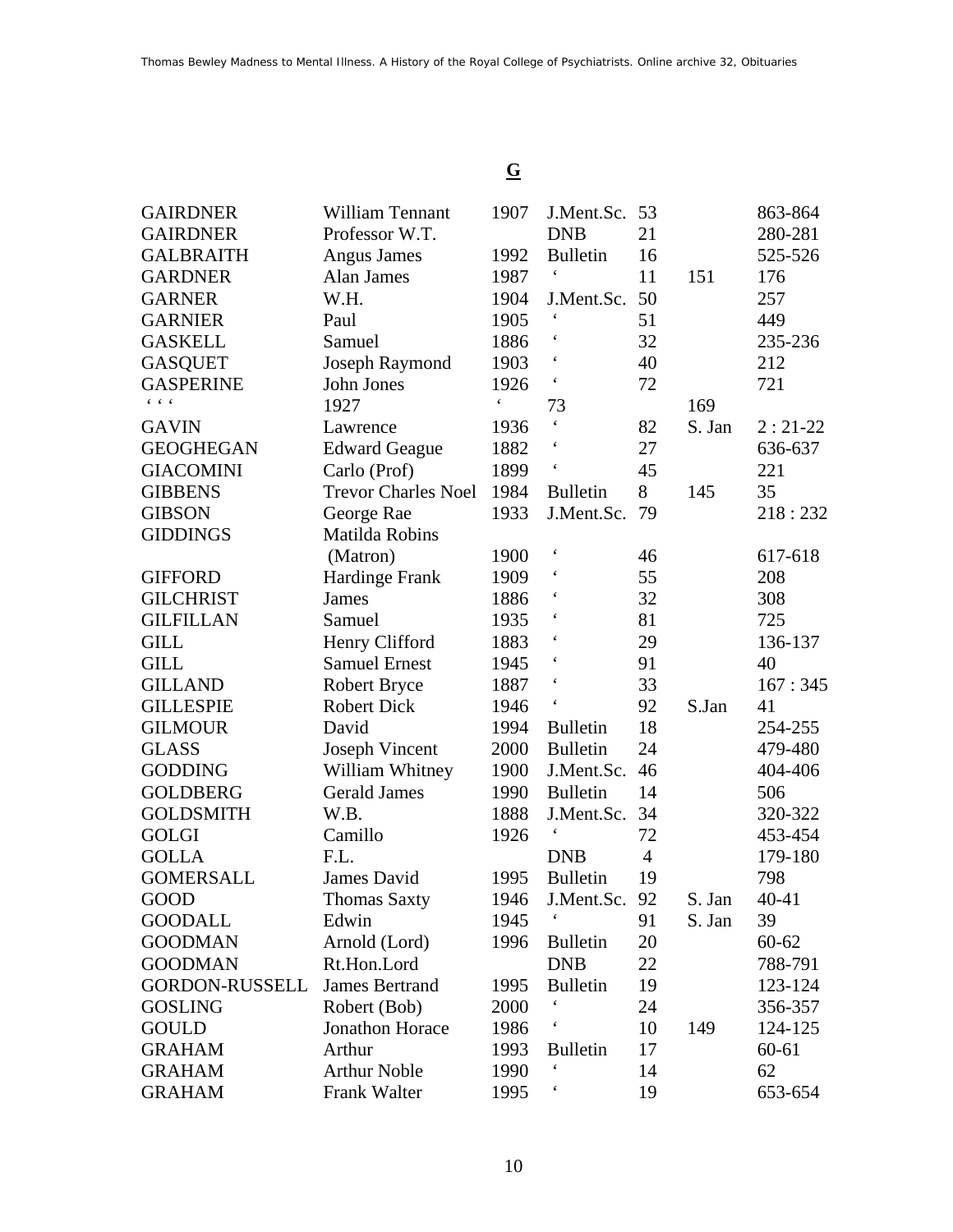## G

| | | | | | | |
|---|---|---|---|---|---|---|
| GAIRDNER | William Tennant | 1907 | J.Ment.Sc. | 53 | | 863-864 |
| GAIRDNER | Professor W.T. | | DNB | 21 | | 280-281 |
| GALBRAITH | Angus James | 1992 | Bulletin | 16 | | 525-526 |
| GARDNER | Alan James | 1987 | ‘ | 11 | 151 | 176 |
| GARNER | W.H. | 1904 | J.Ment.Sc. | 50 | | 257 |
| GARNIER | Paul | 1905 | ‘ | 51 | | 449 |
| GASKELL | Samuel | 1886 | ‘ | 32 | | 235-236 |
| GASQUET | Joseph Raymond | 1903 | ‘ | 40 | | 212 |
| GASPERINE | John Jones | 1926 | ‘ | 72 | | 721 |
| ‘ ‘ ‘ | 1927 | ‘ | 73 | | 169 | |
| GAVIN | Lawrence | 1936 | ‘ | 82 | S. Jan | 2 : 21-22 |
| GEOGHEGAN | Edward Geague | 1882 | ‘ | 27 | | 636-637 |
| GIACOMINI | Carlo (Prof) | 1899 | ‘ | 45 | | 221 |
| GIBBENS | Trevor Charles Noel | 1984 | Bulletin | 8 | 145 | 35 |
| GIBSON | George Rae | 1933 | J.Ment.Sc. | 79 | | 218 : 232 |
| GIDDINGS | Matilda Robins (Matron) | 1900 | ‘ | 46 | | 617-618 |
| GIFFORD | Hardinge Frank | 1909 | ‘ | 55 | | 208 |
| GILCHRIST | James | 1886 | ‘ | 32 | | 308 |
| GILFILLAN | Samuel | 1935 | ‘ | 81 | | 725 |
| GILL | Henry Clifford | 1883 | ‘ | 29 | | 136-137 |
| GILL | Samuel Ernest | 1945 | ‘ | 91 | | 40 |
| GILLAND | Robert Bryce | 1887 | ‘ | 33 | | 167 : 345 |
| GILLESPIE | Robert Dick | 1946 | ‘ | 92 | S.Jan | 41 |
| GILMOUR | David | 1994 | Bulletin | 18 | | 254-255 |
| GLASS | Joseph Vincent | 2000 | Bulletin | 24 | | 479-480 |
| GODDING | William Whitney | 1900 | J.Ment.Sc. | 46 | | 404-406 |
| GOLDBERG | Gerald James | 1990 | Bulletin | 14 | | 506 |
| GOLDSMITH | W.B. | 1888 | J.Ment.Sc. | 34 | | 320-322 |
| GOLGI | Camillo | 1926 | ‘ | 72 | | 453-454 |
| GOLLA | F.L. | | DNB | 4 | | 179-180 |
| GOMERSALL | James David | 1995 | Bulletin | 19 | | 798 |
| GOOD | Thomas Saxty | 1946 | J.Ment.Sc. | 92 | S. Jan | 40-41 |
| GOODALL | Edwin | 1945 | ‘ | 91 | S. Jan | 39 |
| GOODMAN | Arnold (Lord) | 1996 | Bulletin | 20 | | 60-62 |
| GOODMAN | Rt.Hon.Lord | | DNB | 22 | | 788-791 |
| GORDON-RUSSELL | James Bertrand | 1995 | Bulletin | 19 | | 123-124 |
| GOSLING | Robert (Bob) | 2000 | ‘ | 24 | | 356-357 |
| GOULD | Jonathon Horace | 1986 | ‘ | 10 | 149 | 124-125 |
| GRAHAM | Arthur | 1993 | Bulletin | 17 | | 60-61 |
| GRAHAM | Arthur Noble | 1990 | ‘ | 14 | | 62 |
| GRAHAM | Frank Walter | 1995 | ‘ | 19 | | 653-654 |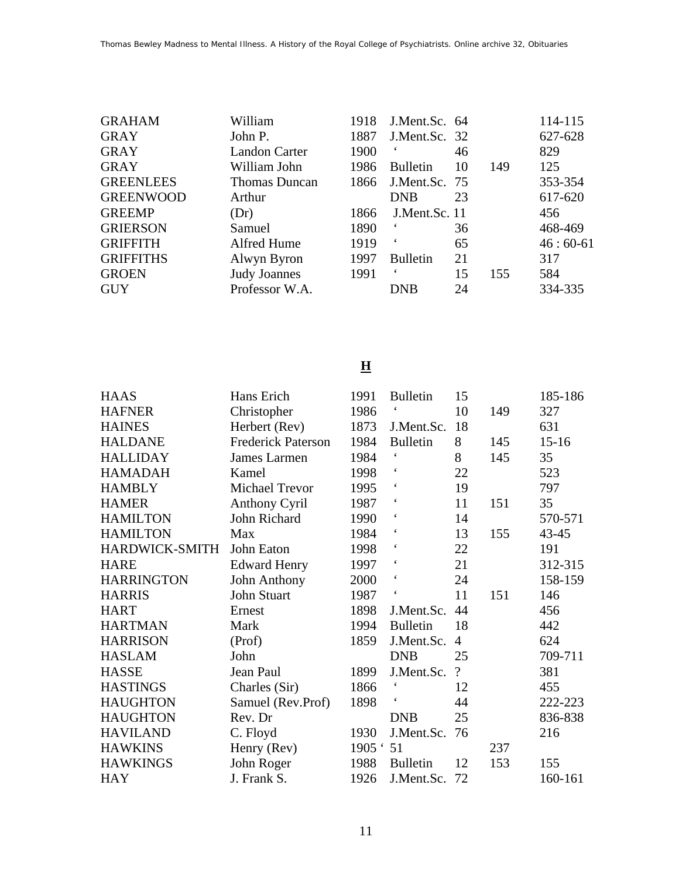| | | | | | | |
|---|---|---|---|---|---|---|
| GRAHAM | William | 1918 | J.Ment.Sc. | 64 | | 114-115 |
| GRAY | John P. | 1887 | J.Ment.Sc. | 32 | | 627-628 |
| GRAY | Landon Carter | 1900 | ' | 46 | | 829 |
| GRAY | William John | 1986 | Bulletin | 10 | 149 | 125 |
| GREENLEES | Thomas Duncan | 1866 | J.Ment.Sc. | 75 | | 353-354 |
| GREENWOOD | Arthur | | DNB | 23 | | 617-620 |
| GREEMP | (Dr) | 1866 | J.Ment.Sc. | 11 | | 456 |
| GRIERSON | Samuel | 1890 | ' | 36 | | 468-469 |
| GRIFFITH | Alfred Hume | 1919 | ' | 65 | | 46 : 60-61 |
| GRIFFITHS | Alwyn Byron | 1997 | Bulletin | 21 | | 317 |
| GROEN | Judy Joannes | 1991 | ' | 15 | 155 | 584 |
| GUY | Professor W.A. | | DNB | 24 | | 334-335 |

## H

| | | | | | | |
|---|---|---|---|---|---|---|
| HAAS | Hans Erich | 1991 | Bulletin | 15 | | 185-186 |
| HAFNER | Christopher | 1986 | ' | 10 | 149 | 327 |
| HAINES | Herbert (Rev) | 1873 | J.Ment.Sc. | 18 | | 631 |
| HALDANE | Frederick Paterson | 1984 | Bulletin | 8 | 145 | 15-16 |
| HALLIDAY | James Larmen | 1984 | ' | 8 | 145 | 35 |
| HAMADAH | Kamel | 1998 | ' | 22 | | 523 |
| HAMBLY | Michael Trevor | 1995 | ' | 19 | | 797 |
| HAMER | Anthony Cyril | 1987 | ' | 11 | 151 | 35 |
| HAMILTON | John Richard | 1990 | ' | 14 | | 570-571 |
| HAMILTON | Max | 1984 | ' | 13 | 155 | 43-45 |
| HARDWICK-SMITH | John Eaton | 1998 | ' | 22 | | 191 |
| HARE | Edward Henry | 1997 | ' | 21 | | 312-315 |
| HARRINGTON | John Anthony | 2000 | ' | 24 | | 158-159 |
| HARRIS | John Stuart | 1987 | ' | 11 | 151 | 146 |
| HART | Ernest | 1898 | J.Ment.Sc. | 44 | | 456 |
| HARTMAN | Mark | 1994 | Bulletin | 18 | | 442 |
| HARRISON | (Prof) | 1859 | J.Ment.Sc. | 4 | | 624 |
| HASLAM | John | | DNB | 25 | | 709-711 |
| HASSE | Jean Paul | 1899 | J.Ment.Sc. | ? | | 381 |
| HASTINGS | Charles (Sir) | 1866 | ' | 12 | | 455 |
| HAUGHTON | Samuel (Rev.Prof) | 1898 | ' | 44 | | 222-223 |
| HAUGHTON | Rev. Dr | | DNB | 25 | | 836-838 |
| HAVILAND | C. Floyd | 1930 | J.Ment.Sc. | 76 | | 216 |
| HAWKINS | Henry (Rev) | 1905 ' | 51 | | 237 | |
| HAWKINGS | John Roger | 1988 | Bulletin | 12 | 153 | 155 |
| HAY | J. Frank S. | 1926 | J.Ment.Sc. | 72 | | 160-161 |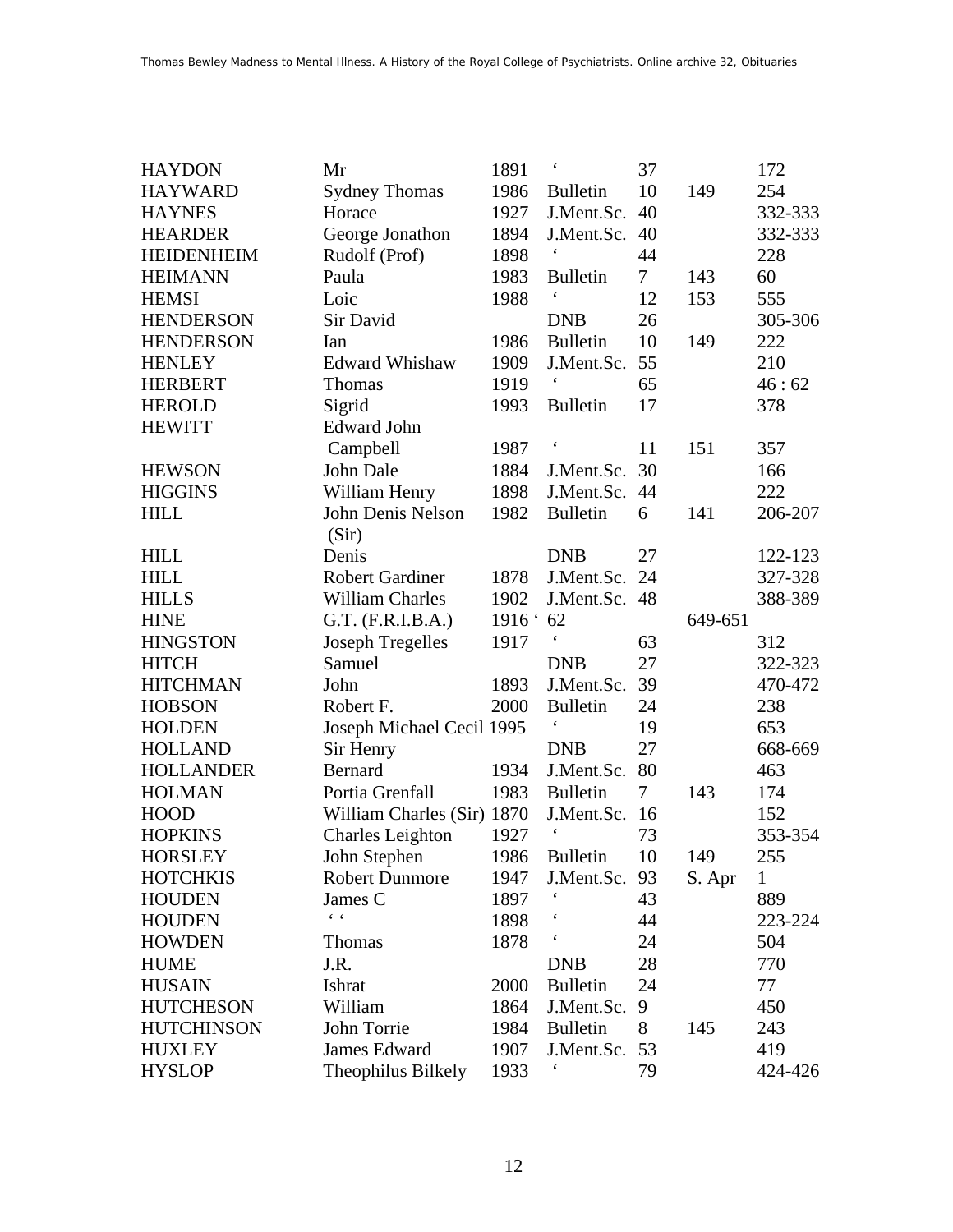| | | | | | | |
|---|---|---|---|---|---|---|
| HAYDON | Mr | 1891 | ‘ | 37 | | 172 |
| HAYWARD | Sydney Thomas | 1986 | Bulletin | 10 | 149 | 254 |
| HAYNES | Horace | 1927 | J.Ment.Sc. | 40 | | 332-333 |
| HEARDER | George Jonathon | 1894 | J.Ment.Sc. | 40 | | 332-333 |
| HEIDENHEIM | Rudolf (Prof) | 1898 | ‘ | 44 | | 228 |
| HEIMANN | Paula | 1983 | Bulletin | 7 | 143 | 60 |
| HEMSI | Loic | 1988 | ‘ | 12 | 153 | 555 |
| HENDERSON | Sir David | | DNB | 26 | | 305-306 |
| HENDERSON | Ian | 1986 | Bulletin | 10 | 149 | 222 |
| HENLEY | Edward Whishaw | 1909 | J.Ment.Sc. | 55 | | 210 |
| HERBERT | Thomas | 1919 | ‘ | 65 | | 46 : 62 |
| HEROLD | Sigrid | 1993 | Bulletin | 17 | | 378 |
| HEWITT | Edward John Campbell | 1987 | ‘ | 11 | 151 | 357 |
| HEWSON | John Dale | 1884 | J.Ment.Sc. | 30 | | 166 |
| HIGGINS | William Henry | 1898 | J.Ment.Sc. | 44 | | 222 |
| HILL | John Denis Nelson (Sir) | 1982 | Bulletin | 6 | 141 | 206-207 |
| HILL | Denis | | DNB | 27 | | 122-123 |
| HILL | Robert Gardiner | 1878 | J.Ment.Sc. | 24 | | 327-328 |
| HILLS | William Charles | 1902 | J.Ment.Sc. | 48 | | 388-389 |
| HINE | G.T. (F.R.I.B.A.) | 1916 ‘ | 62 | | 649-651 | |
| HINGSTON | Joseph Tregelles | 1917 | ‘ | 63 | | 312 |
| HITCH | Samuel | | DNB | 27 | | 322-323 |
| HITCHMAN | John | 1893 | J.Ment.Sc. | 39 | | 470-472 |
| HOBSON | Robert F. | 2000 | Bulletin | 24 | | 238 |
| HOLDEN | Joseph Michael Cecil | 1995 | ‘ | 19 | | 653 |
| HOLLAND | Sir Henry | | DNB | 27 | | 668-669 |
| HOLLANDER | Bernard | 1934 | J.Ment.Sc. | 80 | | 463 |
| HOLMAN | Portia Grenfall | 1983 | Bulletin | 7 | 143 | 174 |
| HOOD | William Charles (Sir) | 1870 | J.Ment.Sc. | 16 | | 152 |
| HOPKINS | Charles Leighton | 1927 | ‘ | 73 | | 353-354 |
| HORSLEY | John Stephen | 1986 | Bulletin | 10 | 149 | 255 |
| HOTCHKIS | Robert Dunmore | 1947 | J.Ment.Sc. | 93 | S. Apr | 1 |
| HOUDEN | James C | 1897 | ‘ | 43 | | 889 |
| HOUDEN | ‘ ‘ | 1898 | ‘ | 44 | | 223-224 |
| HOWDEN | Thomas | 1878 | ‘ | 24 | | 504 |
| HUME | J.R. | | DNB | 28 | | 770 |
| HUSAIN | Ishrat | 2000 | Bulletin | 24 | | 77 |
| HUTCHESON | William | 1864 | J.Ment.Sc. | 9 | | 450 |
| HUTCHINSON | John Torrie | 1984 | Bulletin | 8 | 145 | 243 |
| HUXLEY | James Edward | 1907 | J.Ment.Sc. | 53 | | 419 |
| HYSLOP | Theophilus Bilkely | 1933 | ‘ | 79 | | 424-426 |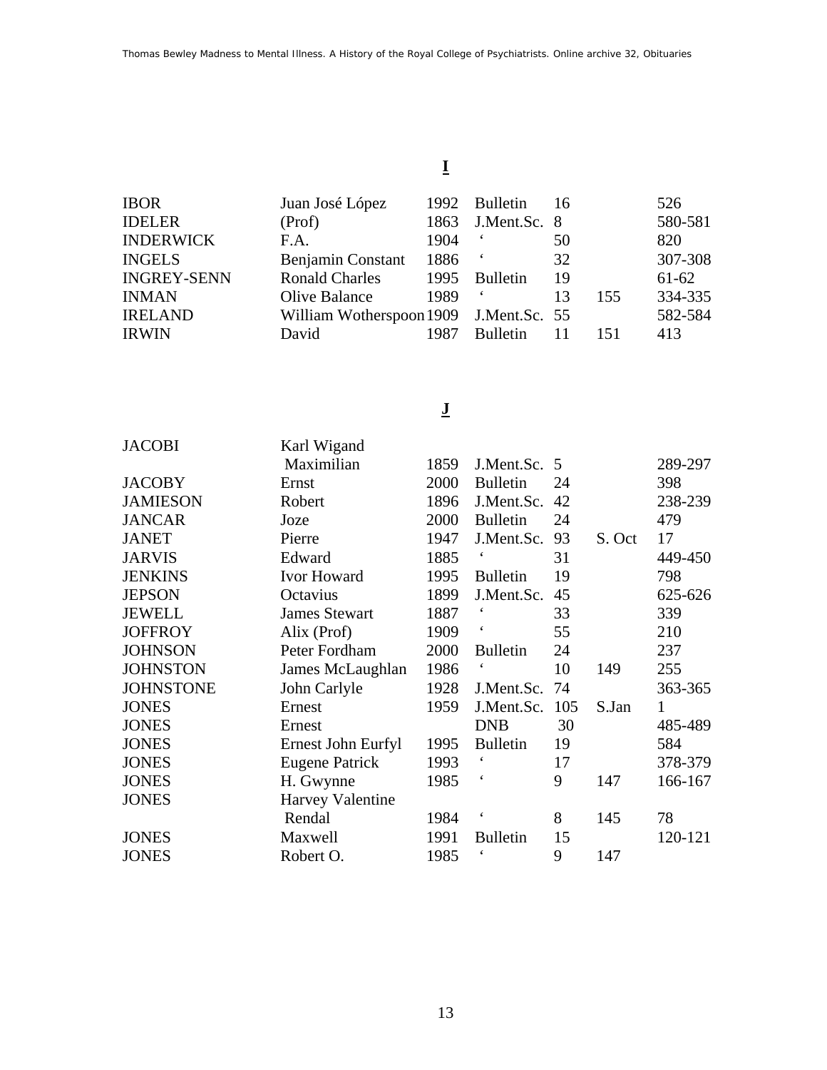# I

| | | | | | | |
|---|---|---|---|---|---|---|
| IBOR | Juan José López | 1992 | Bulletin | 16 | | 526 |
| IDELER | (Prof) | 1863 | J.Ment.Sc. | 8 | | 580-581 |
| INDERWICK | F.A. | 1904 | ‘ | 50 | | 820 |
| INGELS | Benjamin Constant | 1886 | ‘ | 32 | | 307-308 |
| INGREY-SENN | Ronald Charles | 1995 | Bulletin | 19 | | 61-62 |
| INMAN | Olive Balance | 1989 | ‘ | 13 | 155 | 334-335 |
| IRELAND | William Wotherspoon | 1909 | J.Ment.Sc. | 55 | | 582-584 |
| IRWIN | David | 1987 | Bulletin | 11 | 151 | 413 |

# J

| | | | | | | |
|---|---|---|---|---|---|---|
| JACOBI | Karl Wigand Maximilian | 1859 | J.Ment.Sc. | 5 | | 289-297 |
| JACOBY | Ernst | 2000 | Bulletin | 24 | | 398 |
| JAMIESON | Robert | 1896 | J.Ment.Sc. | 42 | | 238-239 |
| JANCAR | Joze | 2000 | Bulletin | 24 | | 479 |
| JANET | Pierre | 1947 | J.Ment.Sc. | 93 | S. Oct | 17 |
| JARVIS | Edward | 1885 | ‘ | 31 | | 449-450 |
| JENKINS | Ivor Howard | 1995 | Bulletin | 19 | | 798 |
| JEPSON | Octavius | 1899 | J.Ment.Sc. | 45 | | 625-626 |
| JEWELL | James Stewart | 1887 | ‘ | 33 | | 339 |
| JOFFROY | Alix (Prof) | 1909 | ‘ | 55 | | 210 |
| JOHNSON | Peter Fordham | 2000 | Bulletin | 24 | | 237 |
| JOHNSTON | James McLaughlan | 1986 | ‘ | 10 | 149 | 255 |
| JOHNSTONE | John Carlyle | 1928 | J.Ment.Sc. | 74 | | 363-365 |
| JONES | Ernest | 1959 | J.Ment.Sc. | 105 | S.Jan | 1 |
| JONES | Ernest | | DNB | 30 | | 485-489 |
| JONES | Ernest John Eurfyl | 1995 | Bulletin | 19 | | 584 |
| JONES | Eugene Patrick | 1993 | ‘ | 17 | | 378-379 |
| JONES | H. Gwynne | 1985 | ‘ | 9 | 147 | 166-167 |
| JONES | Harvey Valentine Rendal | 1984 | ‘ | 8 | 145 | 78 |
| JONES | Maxwell | 1991 | Bulletin | 15 | | 120-121 |
| JONES | Robert O. | 1985 | ‘ | 9 | 147 | |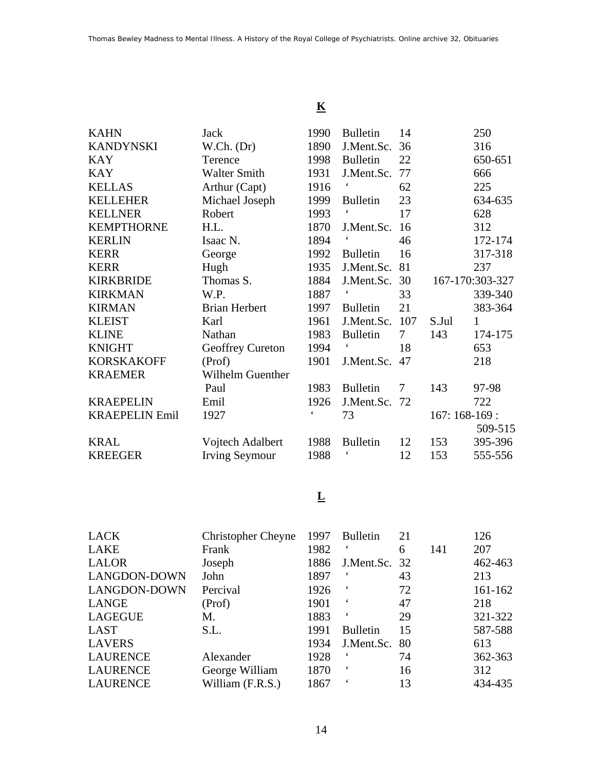## **K**

| | | | | | | |
|---|---|---|---|---|---|---|
| KAHN | Jack | 1990 | Bulletin | 14 | | 250 |
| KANDYNSKI | W.Ch. (Dr) | 1890 | J.Ment.Sc. | 36 | | 316 |
| KAY | Terence | 1998 | Bulletin | 22 | | 650-651 |
| KAY | Walter Smith | 1931 | J.Ment.Sc. | 77 | | 666 |
| KELLAS | Arthur (Capt) | 1916 | ‘ | 62 | | 225 |
| KELLEHER | Michael Joseph | 1999 | Bulletin | 23 | | 634-635 |
| KELLNER | Robert | 1993 | ‘ | 17 | | 628 |
| KEMPTHORNE | H.L. | 1870 | J.Ment.Sc. | 16 | | 312 |
| KERLIN | Isaac N. | 1894 | ‘ | 46 | | 172-174 |
| KERR | George | 1992 | Bulletin | 16 | | 317-318 |
| KERR | Hugh | 1935 | J.Ment.Sc. | 81 | | 237 |
| KIRKBRIDE | Thomas S. | 1884 | J.Ment.Sc. | 30 | | 167-170:303-327 |
| KIRKMAN | W.P. | 1887 | ‘ | 33 | | 339-340 |
| KIRMAN | Brian Herbert | 1997 | Bulletin | 21 | | 383-364 |
| KLEIST | Karl | 1961 | J.Ment.Sc. | 107 | S.Jul | 1 |
| KLINE | Nathan | 1983 | Bulletin | 7 | 143 | 174-175 |
| KNIGHT | Geoffrey Cureton | 1994 | ‘ | 18 | | 653 |
| KORSKAKOFF | (Prof) | 1901 | J.Ment.Sc. | 47 | | 218 |
| KRAEMER | Wilhelm Guenther Paul | 1983 | Bulletin | 7 | 143 | 97-98 |
| KRAEPELIN | Emil | 1926 | J.Ment.Sc. | 72 | | 722 |
| KRAEPELIN Emil | 1927 | ‘ | 73 | | | 167: 168-169 : 509-515 |
| KRAL | Vojtech Adalbert | 1988 | Bulletin | 12 | 153 | 395-396 |
| KREEGER | Irving Seymour | 1988 | ‘ | 12 | 153 | 555-556 |

## **L**

| | | | | | | |
|---|---|---|---|---|---|---|
| LACK | Christopher Cheyne | 1997 | Bulletin | 21 | | 126 |
| LAKE | Frank | 1982 | ‘ | 6 | 141 | 207 |
| LALOR | Joseph | 1886 | J.Ment.Sc. | 32 | | 462-463 |
| LANGDON-DOWN | John | 1897 | ‘ | 43 | | 213 |
| LANGDON-DOWN | Percival | 1926 | ‘ | 72 | | 161-162 |
| LANGE | (Prof) | 1901 | ‘ | 47 | | 218 |
| LAGEGUE | M. | 1883 | ‘ | 29 | | 321-322 |
| LAST | S.L. | 1991 | Bulletin | 15 | | 587-588 |
| LAVERS | | 1934 | J.Ment.Sc. | 80 | | 613 |
| LAURENCE | Alexander | 1928 | ‘ | 74 | | 362-363 |
| LAURENCE | George William | 1870 | ‘ | 16 | | 312 |
| LAURENCE | William (F.R.S.) | 1867 | ‘ | 13 | | 434-435 |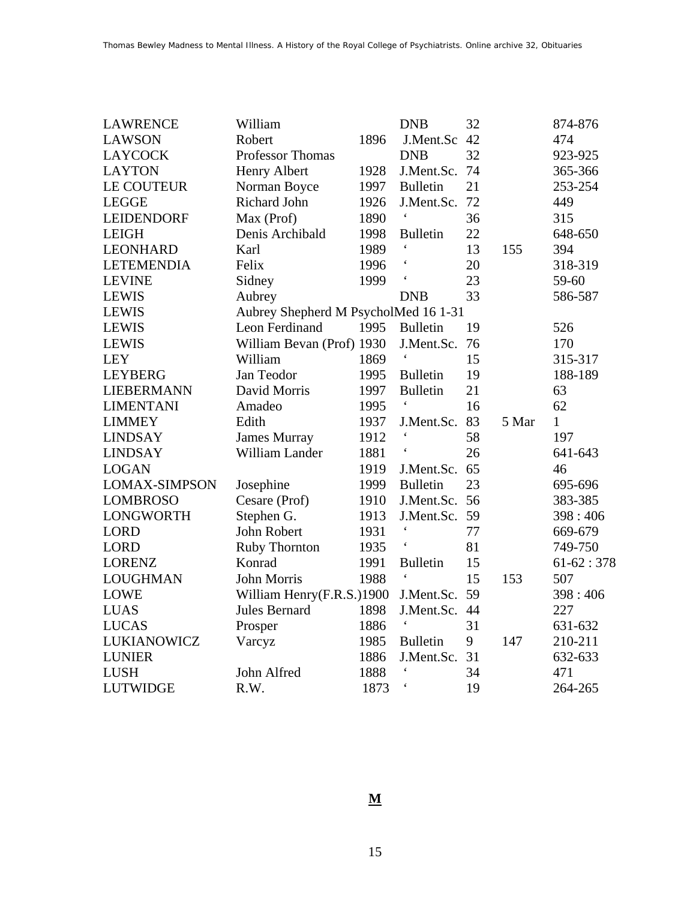| | | | | | | |
|---|---|---|---|---|---|---|
| LAWRENCE | William | | DNB | 32 | | 874-876 |
| LAWSON | Robert | 1896 | J.Ment.Sc | 42 | | 474 |
| LAYCOCK | Professor Thomas | | DNB | 32 | | 923-925 |
| LAYTON | Henry Albert | 1928 | J.Ment.Sc. | 74 | | 365-366 |
| LE COUTEUR | Norman Boyce | 1997 | Bulletin | 21 | | 253-254 |
| LEGGE | Richard John | 1926 | J.Ment.Sc. | 72 | | 449 |
| LEIDENDORF | Max (Prof) | 1890 | ‘ | 36 | | 315 |
| LEIGH | Denis Archibald | 1998 | Bulletin | 22 | | 648-650 |
| LEONHARD | Karl | 1989 | ‘ | 13 | 155 | 394 |
| LETEMENDIA | Felix | 1996 | ‘ | 20 | | 318-319 |
| LEVINE | Sidney | 1999 | ‘ | 23 | | 59-60 |
| LEWIS | Aubrey | | DNB | 33 | | 586-587 |
| LEWIS | Aubrey Shepherd M PsycholMed 16 1-31 | | | | | |
| LEWIS | Leon Ferdinand | 1995 | Bulletin | 19 | | 526 |
| LEWIS | William Bevan (Prof) | 1930 | J.Ment.Sc. | 76 | | 170 |
| LEY | William | 1869 | ‘ | 15 | | 315-317 |
| LEYBERG | Jan Teodor | 1995 | Bulletin | 19 | | 188-189 |
| LIEBERMANN | David Morris | 1997 | Bulletin | 21 | | 63 |
| LIMENTANI | Amadeo | 1995 | ‘ | 16 | | 62 |
| LIMMEY | Edith | 1937 | J.Ment.Sc. | 83 | 5 Mar | 1 |
| LINDSAY | James Murray | 1912 | ‘ | 58 | | 197 |
| LINDSAY | William Lander | 1881 | ‘ | 26 | | 641-643 |
| LOGAN | | 1919 | J.Ment.Sc. | 65 | | 46 |
| LOMAX-SIMPSON | Josephine | 1999 | Bulletin | 23 | | 695-696 |
| LOMBROSO | Cesare (Prof) | 1910 | J.Ment.Sc. | 56 | | 383-385 |
| LONGWORTH | Stephen G. | 1913 | J.Ment.Sc. | 59 | | 398 : 406 |
| LORD | John Robert | 1931 | ‘ | 77 | | 669-679 |
| LORD | Ruby Thornton | 1935 | ‘ | 81 | | 749-750 |
| LORENZ | Konrad | 1991 | Bulletin | 15 | | 61-62 : 378 |
| LOUGHMAN | John Morris | 1988 | ‘ | 15 | 153 | 507 |
| LOWE | William Henry(F.R.S.) | 1900 | J.Ment.Sc. | 59 | | 398 : 406 |
| LUAS | Jules Bernard | 1898 | J.Ment.Sc. | 44 | | 227 |
| LUCAS | Prosper | 1886 | ‘ | 31 | | 631-632 |
| LUKIANOWICZ | Varcyz | 1985 | Bulletin | 9 | 147 | 210-211 |
| LUNIER | | 1886 | J.Ment.Sc. | 31 | | 632-633 |
| LUSH | John Alfred | 1888 | ‘ | 34 | | 471 |
| LUTWIDGE | R.W. | 1873 | ‘ | 19 | | 264-265 |

**M**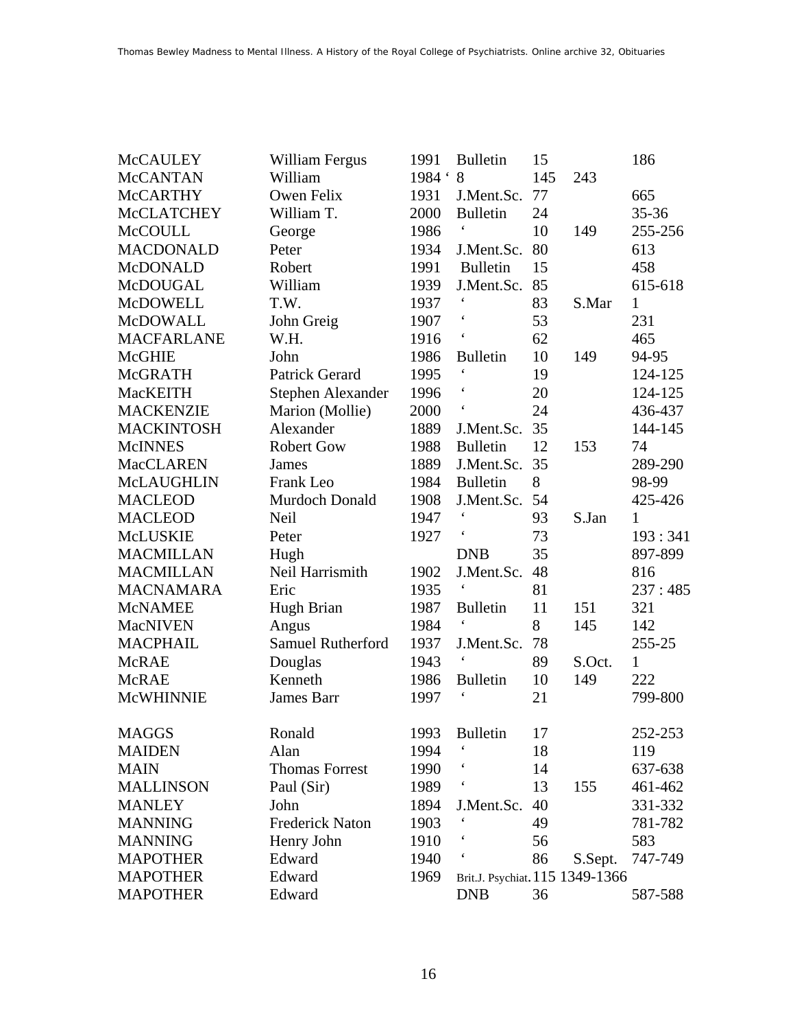| | | | | | | |
|---|---|---|---|---|---|---|
| McCAULEY | William Fergus | 1991 | Bulletin | 15 | | 186 |
| McCANTAN | William | 1984 ‘ | 8 | 145 | 243 | |
| McCARTHY | Owen Felix | 1931 | J.Ment.Sc. | 77 | | 665 |
| McCLATCHEY | William T. | 2000 | Bulletin | 24 | | 35-36 |
| McCOULL | George | 1986 | ‘ | 10 | 149 | 255-256 |
| MACDONALD | Peter | 1934 | J.Ment.Sc. | 80 | | 613 |
| McDONALD | Robert | 1991 | Bulletin | 15 | | 458 |
| McDOUGAL | William | 1939 | J.Ment.Sc. | 85 | | 615-618 |
| McDOWELL | T.W. | 1937 | ‘ | 83 | S.Mar | 1 |
| McDOWALL | John Greig | 1907 | ‘ | 53 | | 231 |
| MACFARLANE | W.H. | 1916 | ‘ | 62 | | 465 |
| McGHIE | John | 1986 | Bulletin | 10 | 149 | 94-95 |
| McGRATH | Patrick Gerard | 1995 | ‘ | 19 | | 124-125 |
| MacKEITH | Stephen Alexander | 1996 | ‘ | 20 | | 124-125 |
| MACKENZIE | Marion (Mollie) | 2000 | ‘ | 24 | | 436-437 |
| MACKINTOSH | Alexander | 1889 | J.Ment.Sc. | 35 | | 144-145 |
| McINNES | Robert Gow | 1988 | Bulletin | 12 | 153 | 74 |
| MacCLAREN | James | 1889 | J.Ment.Sc. | 35 | | 289-290 |
| McLAUGHLIN | Frank Leo | 1984 | Bulletin | 8 | | 98-99 |
| MACLEOD | Murdoch Donald | 1908 | J.Ment.Sc. | 54 | | 425-426 |
| MACLEOD | Neil | 1947 | ‘ | 93 | S.Jan | 1 |
| McLUSKIE | Peter | 1927 | ‘ | 73 | | 193 : 341 |
| MACMILLAN | Hugh | | DNB | 35 | | 897-899 |
| MACMILLAN | Neil Harrismith | 1902 | J.Ment.Sc. | 48 | | 816 |
| MACNAMARA | Eric | 1935 | ‘ | 81 | | 237 : 485 |
| McNAMEE | Hugh Brian | 1987 | Bulletin | 11 | 151 | 321 |
| MacNIVEN | Angus | 1984 | ‘ | 8 | 145 | 142 |
| MACPHAIL | Samuel Rutherford | 1937 | J.Ment.Sc. | 78 | | 255-25 |
| McRAE | Douglas | 1943 | ‘ | 89 | S.Oct. | 1 |
| McRAE | Kenneth | 1986 | Bulletin | 10 | 149 | 222 |
| McWHINNIE | James Barr | 1997 | ‘ | 21 | | 799-800 |
| | | | | | | |
| MAGGS | Ronald | 1993 | Bulletin | 17 | | 252-253 |
| MAIDEN | Alan | 1994 | ‘ | 18 | | 119 |
| MAIN | Thomas Forrest | 1990 | ‘ | 14 | | 637-638 |
| MALLINSON | Paul (Sir) | 1989 | ‘ | 13 | 155 | 461-462 |
| MANLEY | John | 1894 | J.Ment.Sc. | 40 | | 331-332 |
| MANNING | Frederick Naton | 1903 | ‘ | 49 | | 781-782 |
| MANNING | Henry John | 1910 | ‘ | 56 | | 583 |
| MAPOTHER | Edward | 1940 | ‘ | 86 | S.Sept. | 747-749 |
| MAPOTHER | Edward | 1969 | Brit.J. Psychiat. | 115 | | 1349-1366 |
| MAPOTHER | Edward | | DNB | 36 | | 587-588 |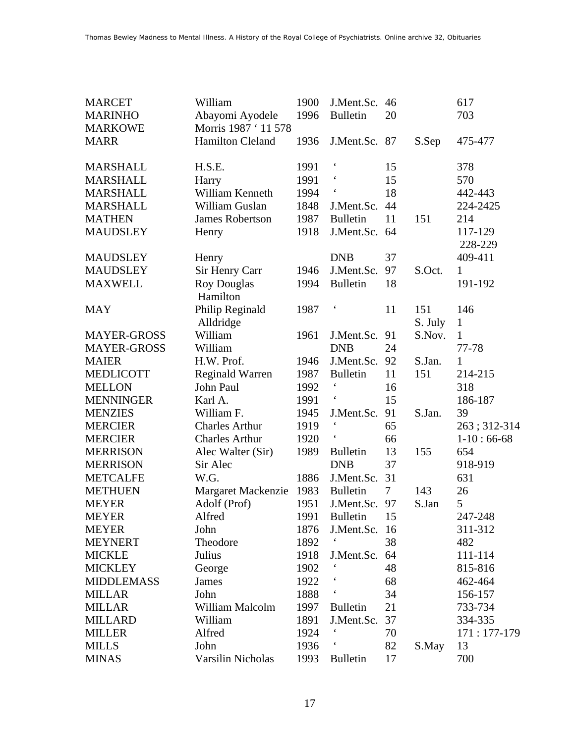| | | | | | | |
|---|---|---|---|---|---|---|
| MARCET | William | 1900 | J.Ment.Sc. | 46 | | 617 |
| MARINHO | Abayomi Ayodele | 1996 | Bulletin | 20 | | 703 |
| MARKOWE | Morris 1987 ' 11 578 | | | | | |
| MARR | Hamilton Cleland | 1936 | J.Ment.Sc. | 87 | S.Sep | 475-477 |
| MARSHALL | H.S.E. | 1991 | ' | 15 | | 378 |
| MARSHALL | Harry | 1991 | ' | 15 | | 570 |
| MARSHALL | William Kenneth | 1994 | ' | 18 | | 442-443 |
| MARSHALL | William Guslan | 1848 | J.Ment.Sc. | 44 | | 224-2425 |
| MATHEN | James Robertson | 1987 | Bulletin | 11 | 151 | 214 |
| MAUDSLEY | Henry | 1918 | J.Ment.Sc. | 64 | | 117-129 228-229 |
| MAUDSLEY | Henry | | DNB | 37 | | 409-411 |
| MAUDSLEY | Sir Henry Carr | 1946 | J.Ment.Sc. | 97 | S.Oct. | 1 |
| MAXWELL | Roy Douglas Hamilton | 1994 | Bulletin | 18 | | 191-192 |
| MAY | Philip Reginald Alldridge | 1987 | ' | 11 | 151 S. July | 146 1 |
| MAYER-GROSS | William | 1961 | J.Ment.Sc. | 91 | S.Nov. | 1 |
| MAYER-GROSS | William | | DNB | 24 | | 77-78 |
| MAIER | H.W. Prof. | 1946 | J.Ment.Sc. | 92 | S.Jan. | 1 |
| MEDLICOTT | Reginald Warren | 1987 | Bulletin | 11 | 151 | 214-215 |
| MELLON | John Paul | 1992 | ' | 16 | | 318 |
| MENNINGER | Karl A. | 1991 | ' | 15 | | 186-187 |
| MENZIES | William F. | 1945 | J.Ment.Sc. | 91 | S.Jan. | 39 |
| MERCIER | Charles Arthur | 1919 | ' | 65 | | 263 ; 312-314 |
| MERCIER | Charles Arthur | 1920 | ' | 66 | | 1-10 : 66-68 |
| MERRISON | Alec Walter (Sir) | 1989 | Bulletin | 13 | 155 | 654 |
| MERRISON | Sir Alec | | DNB | 37 | | 918-919 |
| METCALFE | W.G. | 1886 | J.Ment.Sc. | 31 | | 631 |
| METHUEN | Margaret Mackenzie | 1983 | Bulletin | 7 | 143 | 26 |
| MEYER | Adolf (Prof) | 1951 | J.Ment.Sc. | 97 | S.Jan | 5 |
| MEYER | Alfred | 1991 | Bulletin | 15 | | 247-248 |
| MEYER | John | 1876 | J.Ment.Sc. | 16 | | 311-312 |
| MEYNERT | Theodore | 1892 | ' | 38 | | 482 |
| MICKLE | Julius | 1918 | J.Ment.Sc. | 64 | | 111-114 |
| MICKLEY | George | 1902 | ' | 48 | | 815-816 |
| MIDDLEMASS | James | 1922 | ' | 68 | | 462-464 |
| MILLAR | John | 1888 | ' | 34 | | 156-157 |
| MILLAR | William Malcolm | 1997 | Bulletin | 21 | | 733-734 |
| MILLARD | William | 1891 | J.Ment.Sc. | 37 | | 334-335 |
| MILLER | Alfred | 1924 | ' | 70 | | 171 : 177-179 |
| MILLS | John | 1936 | ' | 82 | S.May | 13 |
| MINAS | Varsilin Nicholas | 1993 | Bulletin | 17 | | 700 |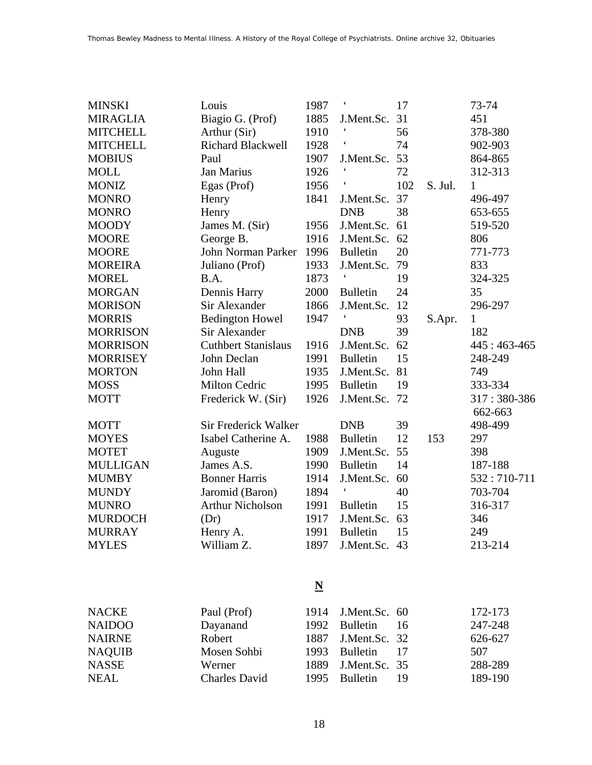| | | | | | | |
|---|---|---|---|---|---|---|
| MINSKI | Louis | 1987 | ‘ | 17 | | 73-74 |
| MIRAGLIA | Biagio G. (Prof) | 1885 | J.Ment.Sc. | 31 | | 451 |
| MITCHELL | Arthur (Sir) | 1910 | ‘ | 56 | | 378-380 |
| MITCHELL | Richard Blackwell | 1928 | ‘ | 74 | | 902-903 |
| MOBIUS | Paul | 1907 | J.Ment.Sc. | 53 | | 864-865 |
| MOLL | Jan Marius | 1926 | ‘ | 72 | | 312-313 |
| MONIZ | Egas (Prof) | 1956 | ‘ | 102 | S. Jul. | 1 |
| MONRO | Henry | 1841 | J.Ment.Sc. | 37 | | 496-497 |
| MONRO | Henry | | DNB | 38 | | 653-655 |
| MOODY | James M. (Sir) | 1956 | J.Ment.Sc. | 61 | | 519-520 |
| MOORE | George B. | 1916 | J.Ment.Sc. | 62 | | 806 |
| MOORE | John Norman Parker | 1996 | Bulletin | 20 | | 771-773 |
| MOREIRA | Juliano (Prof) | 1933 | J.Ment.Sc. | 79 | | 833 |
| MOREL | B.A. | 1873 | ‘ | 19 | | 324-325 |
| MORGAN | Dennis Harry | 2000 | Bulletin | 24 | | 35 |
| MORISON | Sir Alexander | 1866 | J.Ment.Sc. | 12 | | 296-297 |
| MORRIS | Bedington Howel | 1947 | ‘ | 93 | S.Apr. | 1 |
| MORRISON | Sir Alexander | | DNB | 39 | | 182 |
| MORRISON | Cuthbert Stanislaus | 1916 | J.Ment.Sc. | 62 | | 445 : 463-465 |
| MORRISEY | John Declan | 1991 | Bulletin | 15 | | 248-249 |
| MORTON | John Hall | 1935 | J.Ment.Sc. | 81 | | 749 |
| MOSS | Milton Cedric | 1995 | Bulletin | 19 | | 333-334 |
| MOTT | Frederick W. (Sir) | 1926 | J.Ment.Sc. | 72 | | 317 : 380-386 662-663 |
| MOTT | Sir Frederick Walker | | DNB | 39 | | 498-499 |
| MOYES | Isabel Catherine A. | 1988 | Bulletin | 12 | 153 | 297 |
| MOTET | Auguste | 1909 | J.Ment.Sc. | 55 | | 398 |
| MULLIGAN | James A.S. | 1990 | Bulletin | 14 | | 187-188 |
| MUMBY | Bonner Harris | 1914 | J.Ment.Sc. | 60 | | 532 : 710-711 |
| MUNDY | Jaromid (Baron) | 1894 | ‘ | 40 | | 703-704 |
| MUNRO | Arthur Nicholson | 1991 | Bulletin | 15 | | 316-317 |
| MURDOCH | (Dr) | 1917 | J.Ment.Sc. | 63 | | 346 |
| MURRAY | Henry A. | 1991 | Bulletin | 15 | | 249 |
| MYLES | William Z. | 1897 | J.Ment.Sc. | 43 | | 213-214 |

## N

| | | | | | | |
|---|---|---|---|---|---|---|
| NACKE | Paul (Prof) | 1914 | J.Ment.Sc. | 60 | | 172-173 |
| NAIDOO | Dayanand | 1992 | Bulletin | 16 | | 247-248 |
| NAIRNE | Robert | 1887 | J.Ment.Sc. | 32 | | 626-627 |
| NAQUIB | Mosen Sohbi | 1993 | Bulletin | 17 | | 507 |
| NASSE | Werner | 1889 | J.Ment.Sc. | 35 | | 288-289 |
| NEAL | Charles David | 1995 | Bulletin | 19 | | 189-190 |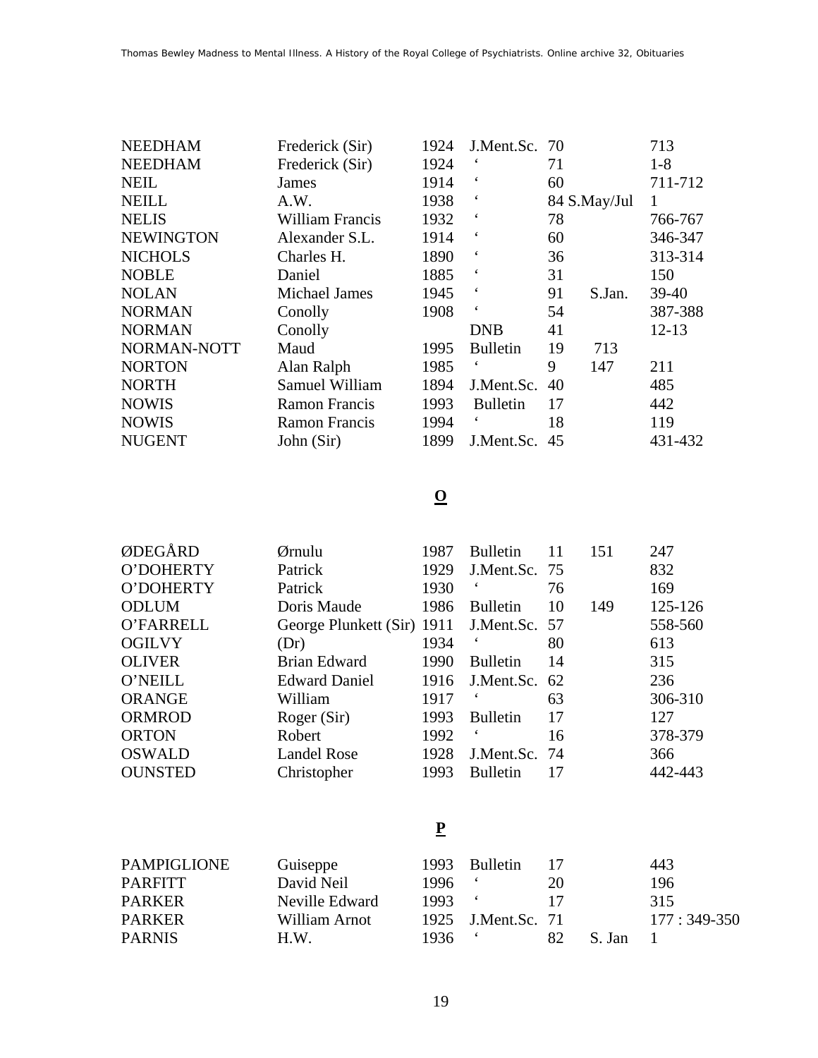| | | | | | | |
|---|---|---|---|---|---|---|
| NEEDHAM | Frederick (Sir) | 1924 | J.Ment.Sc. | 70 | | 713 |
| NEEDHAM | Frederick (Sir) | 1924 | ‘ | 71 | | 1-8 |
| NEIL | James | 1914 | ‘ | 60 | | 711-712 |
| NEILL | A.W. | 1938 | ‘ | 84 | S.May/Jul | 1 |
| NELIS | William Francis | 1932 | ‘ | 78 | | 766-767 |
| NEWINGTON | Alexander S.L. | 1914 | ‘ | 60 | | 346-347 |
| NICHOLS | Charles H. | 1890 | ‘ | 36 | | 313-314 |
| NOBLE | Daniel | 1885 | ‘ | 31 | | 150 |
| NOLAN | Michael James | 1945 | ‘ | 91 | S.Jan. | 39-40 |
| NORMAN | Conolly | 1908 | ‘ | 54 | | 387-388 |
| NORMAN | Conolly | | DNB | 41 | | 12-13 |
| NORMAN-NOTT | Maud | 1995 | Bulletin | 19 | 713 | |
| NORTON | Alan Ralph | 1985 | ‘ | 9 | 147 | 211 |
| NORTH | Samuel William | 1894 | J.Ment.Sc. | 40 | | 485 |
| NOWIS | Ramon Francis | 1993 | Bulletin | 17 | | 442 |
| NOWIS | Ramon Francis | 1994 | ‘ | 18 | | 119 |
| NUGENT | John (Sir) | 1899 | J.Ment.Sc. | 45 | | 431-432 |

## O

| | | | | | | |
|---|---|---|---|---|---|---|
| ØDEGÅRD | Ørnulu | 1987 | Bulletin | 11 | 151 | 247 |
| O’DOHERTY | Patrick | 1929 | J.Ment.Sc. | 75 | | 832 |
| O’DOHERTY | Patrick | 1930 | ‘ | 76 | | 169 |
| ODLUM | Doris Maude | 1986 | Bulletin | 10 | 149 | 125-126 |
| O’FARRELL | George Plunkett (Sir) | 1911 | J.Ment.Sc. | 57 | | 558-560 |
| OGILVY | (Dr) | 1934 | ‘ | 80 | | 613 |
| OLIVER | Brian Edward | 1990 | Bulletin | 14 | | 315 |
| O’NEILL | Edward Daniel | 1916 | J.Ment.Sc. | 62 | | 236 |
| ORANGE | William | 1917 | ‘ | 63 | | 306-310 |
| ORMROD | Roger (Sir) | 1993 | Bulletin | 17 | | 127 |
| ORTON | Robert | 1992 | ‘ | 16 | | 378-379 |
| OSWALD | Landel Rose | 1928 | J.Ment.Sc. | 74 | | 366 |
| OUNSTED | Christopher | 1993 | Bulletin | 17 | | 442-443 |

## P

| | | | | | | |
|---|---|---|---|---|---|---|
| PAMPIGLIONE | Guiseppe | 1993 | Bulletin | 17 | | 443 |
| PARFITT | David Neil | 1996 | ‘ | 20 | | 196 |
| PARKER | Neville Edward | 1993 | ‘ | 17 | | 315 |
| PARKER | William Arnot | 1925 | J.Ment.Sc. | 71 | | 177 : 349-350 |
| PARNIS | H.W. | 1936 | ‘ | 82 | S. Jan | 1 |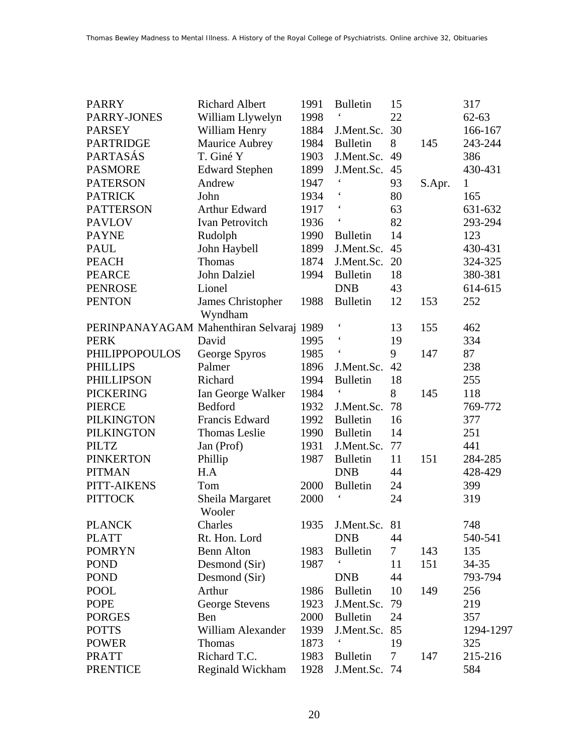| | | | | | | |
|---|---|---|---|---|---|---|
| PARRY | Richard Albert | 1991 | Bulletin | 15 | | 317 |
| PARRY-JONES | William Llywelyn | 1998 | ‘ | 22 | | 62-63 |
| PARSEY | William Henry | 1884 | J.Ment.Sc. | 30 | | 166-167 |
| PARTRIDGE | Maurice Aubrey | 1984 | Bulletin | 8 | 145 | 243-244 |
| PARTASÁS | T. Giné Y | 1903 | J.Ment.Sc. | 49 | | 386 |
| PASMORE | Edward Stephen | 1899 | J.Ment.Sc. | 45 | | 430-431 |
| PATERSON | Andrew | 1947 | ‘ | 93 | S.Apr. | 1 |
| PATRICK | John | 1934 | ‘ | 80 | | 165 |
| PATTERSON | Arthur Edward | 1917 | ‘ | 63 | | 631-632 |
| PAVLOV | Ivan Petrovitch | 1936 | ‘ | 82 | | 293-294 |
| PAYNE | Rudolph | 1990 | Bulletin | 14 | | 123 |
| PAUL | John Haybell | 1899 | J.Ment.Sc. | 45 | | 430-431 |
| PEACH | Thomas | 1874 | J.Ment.Sc. | 20 | | 324-325 |
| PEARCE | John Dalziel | 1994 | Bulletin | 18 | | 380-381 |
| PENROSE | Lionel | | DNB | 43 | | 614-615 |
| PENTON | James Christopher Wyndham | 1988 | Bulletin | 12 | 153 | 252 |
| PERINPANAYAGAM | Mahenthiran Selvaraj | 1989 | ‘ | 13 | 155 | 462 |
| PERK | David | 1995 | ‘ | 19 | | 334 |
| PHILIPPOPOULOS | George Spyros | 1985 | ‘ | 9 | 147 | 87 |
| PHILLIPS | Palmer | 1896 | J.Ment.Sc. | 42 | | 238 |
| PHILLIPSON | Richard | 1994 | Bulletin | 18 | | 255 |
| PICKERING | Ian George Walker | 1984 | ‘ | 8 | 145 | 118 |
| PIERCE | Bedford | 1932 | J.Ment.Sc. | 78 | | 769-772 |
| PILKINGTON | Francis Edward | 1992 | Bulletin | 16 | | 377 |
| PILKINGTON | Thomas Leslie | 1990 | Bulletin | 14 | | 251 |
| PILTZ | Jan (Prof) | 1931 | J.Ment.Sc. | 77 | | 441 |
| PINKERTON | Phillip | 1987 | Bulletin | 11 | 151 | 284-285 |
| PITMAN | H.A | | DNB | 44 | | 428-429 |
| PITT-AIKENS | Tom | 2000 | Bulletin | 24 | | 399 |
| PITTOCK | Sheila Margaret Wooler | 2000 | ‘ | 24 | | 319 |
| PLANCK | Charles | 1935 | J.Ment.Sc. | 81 | | 748 |
| PLATT | Rt. Hon. Lord | | DNB | 44 | | 540-541 |
| POMRYN | Benn Alton | 1983 | Bulletin | 7 | 143 | 135 |
| POND | Desmond (Sir) | 1987 | ‘ | 11 | 151 | 34-35 |
| POND | Desmond (Sir) | | DNB | 44 | | 793-794 |
| POOL | Arthur | 1986 | Bulletin | 10 | 149 | 256 |
| POPE | George Stevens | 1923 | J.Ment.Sc. | 79 | | 219 |
| PORGES | Ben | 2000 | Bulletin | 24 | | 357 |
| POTTS | William Alexander | 1939 | J.Ment.Sc. | 85 | | 1294-1297 |
| POWER | Thomas | 1873 | ‘ | 19 | | 325 |
| PRATT | Richard T.C. | 1983 | Bulletin | 7 | 147 | 215-216 |
| PRENTICE | Reginald Wickham | 1928 | J.Ment.Sc. | 74 | | 584 |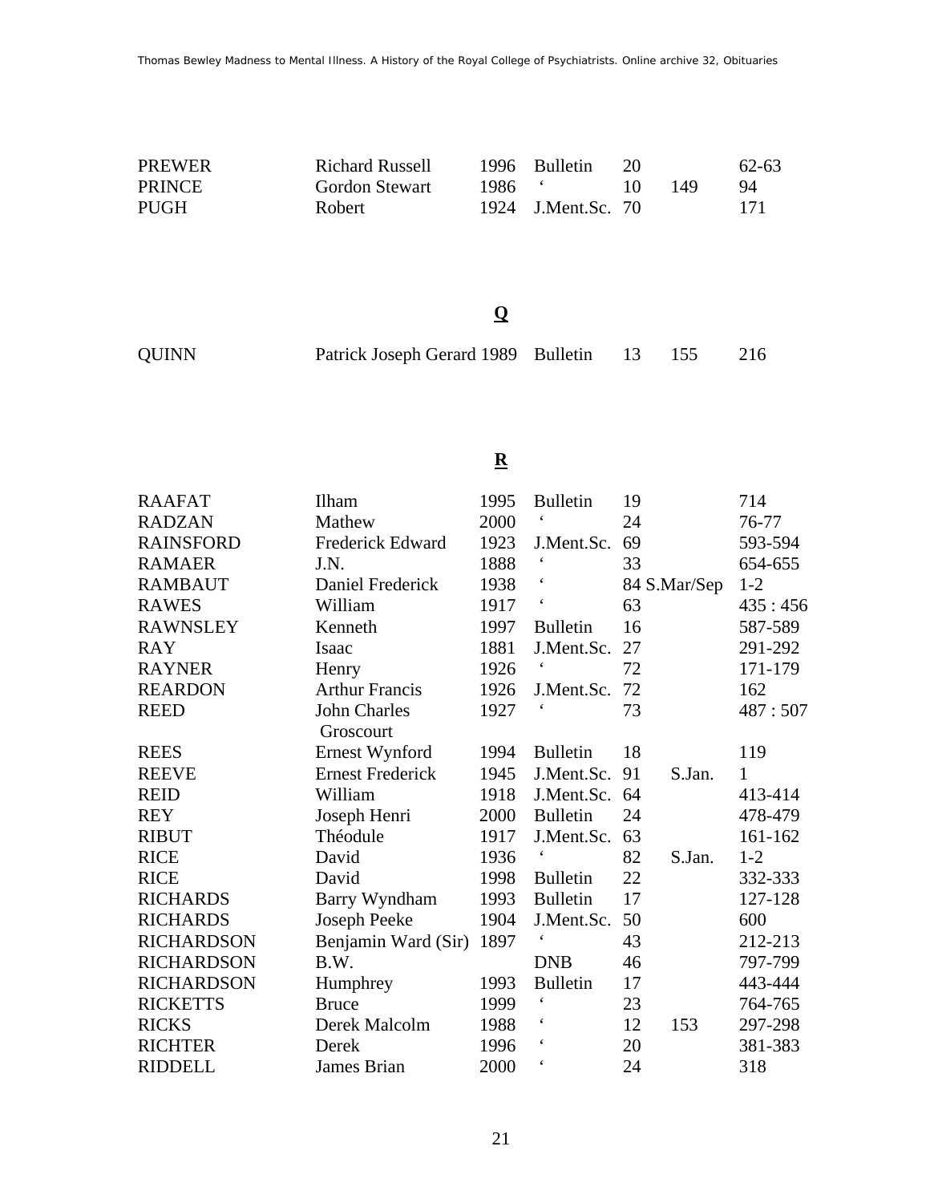| | | | | | | |
|---|---|---|---|---|---|---|
| PREWER | Richard Russell | 1996 | Bulletin | 20 | | 62-63 |
| PRINCE | Gordon Stewart | 1986 | ‘ | 10 | 149 | 94 |
| PUGH | Robert | 1924 | J.Ment.Sc. | 70 | | 171 |

## Q

| | | | | | | |
|---|---|---|---|---|---|---|
| QUINN | Patrick Joseph Gerard | 1989 | Bulletin | 13 | 155 | 216 |

## R

| | | | | | | |
|---|---|---|---|---|---|---|
| RAAFAT | Ilham | 1995 | Bulletin | 19 | | 714 |
| RADZAN | Mathew | 2000 | ‘ | 24 | | 76-77 |
| RAINSFORD | Frederick Edward | 1923 | J.Ment.Sc. | 69 | | 593-594 |
| RAMAER | J.N. | 1888 | ‘ | 33 | | 654-655 |
| RAMBAUT | Daniel Frederick | 1938 | ‘ | 84 | S.Mar/Sep | 1-2 |
| RAWES | William | 1917 | ‘ | 63 | | 435 : 456 |
| RAWNSLEY | Kenneth | 1997 | Bulletin | 16 | | 587-589 |
| RAY | Isaac | 1881 | J.Ment.Sc. | 27 | | 291-292 |
| RAYNER | Henry | 1926 | ‘ | 72 | | 171-179 |
| REARDON | Arthur Francis | 1926 | J.Ment.Sc. | 72 | | 162 |
| REED | John Charles Groscourt | 1927 | ‘ | 73 | | 487 : 507 |
| REES | Ernest Wynford | 1994 | Bulletin | 18 | | 119 |
| REEVE | Ernest Frederick | 1945 | J.Ment.Sc. | 91 | S.Jan. | 1 |
| REID | William | 1918 | J.Ment.Sc. | 64 | | 413-414 |
| REY | Joseph Henri | 2000 | Bulletin | 24 | | 478-479 |
| RIBUT | Théodule | 1917 | J.Ment.Sc. | 63 | | 161-162 |
| RICE | David | 1936 | ‘ | 82 | S.Jan. | 1-2 |
| RICE | David | 1998 | Bulletin | 22 | | 332-333 |
| RICHARDS | Barry Wyndham | 1993 | Bulletin | 17 | | 127-128 |
| RICHARDS | Joseph Peeke | 1904 | J.Ment.Sc. | 50 | | 600 |
| RICHARDSON | Benjamin Ward (Sir) | 1897 | ‘ | 43 | | 212-213 |
| RICHARDSON | B.W. | | DNB | 46 | | 797-799 |
| RICHARDSON | Humphrey | 1993 | Bulletin | 17 | | 443-444 |
| RICKETTS | Bruce | 1999 | ‘ | 23 | | 764-765 |
| RICKS | Derek Malcolm | 1988 | ‘ | 12 | 153 | 297-298 |
| RICHTER | Derek | 1996 | ‘ | 20 | | 381-383 |
| RIDDELL | James Brian | 2000 | ‘ | 24 | | 318 |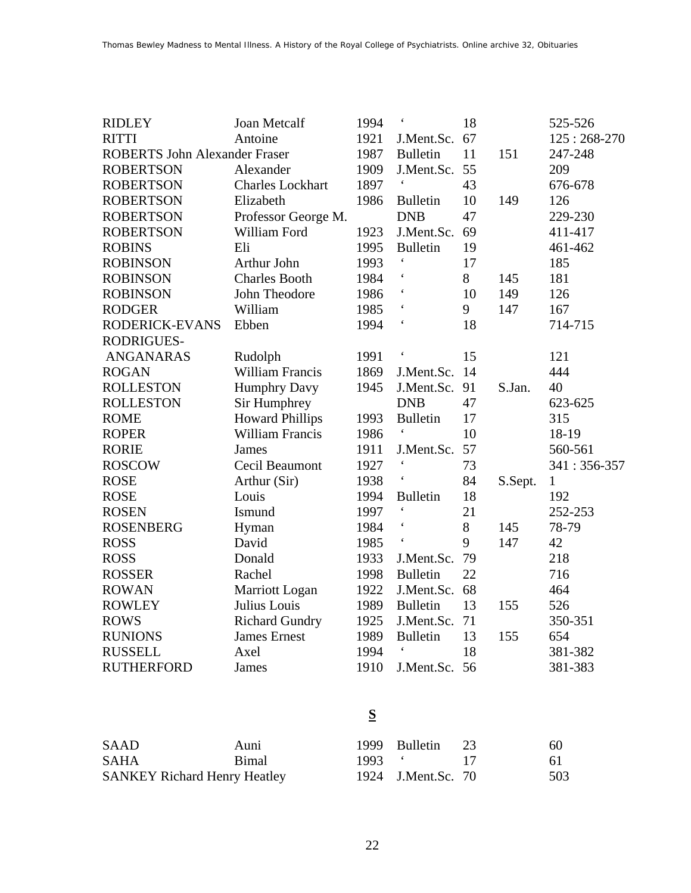| | | | | | | |
|---|---|---|---|---|---|---|
| RIDLEY | Joan Metcalf | 1994 | ‘ | 18 | | 525-526 |
| RITTI | Antoine | 1921 | J.Ment.Sc. | 67 | | 125 : 268-270 |
| ROBERTS John Alexander Fraser | | 1987 | Bulletin | 11 | 151 | 247-248 |
| ROBERTSON | Alexander | 1909 | J.Ment.Sc. | 55 | | 209 |
| ROBERTSON | Charles Lockhart | 1897 | ‘ | 43 | | 676-678 |
| ROBERTSON | Elizabeth | 1986 | Bulletin | 10 | 149 | 126 |
| ROBERTSON | Professor George M. | | DNB | 47 | | 229-230 |
| ROBERTSON | William Ford | 1923 | J.Ment.Sc. | 69 | | 411-417 |
| ROBINS | Eli | 1995 | Bulletin | 19 | | 461-462 |
| ROBINSON | Arthur John | 1993 | ‘ | 17 | | 185 |
| ROBINSON | Charles Booth | 1984 | ‘ | 8 | 145 | 181 |
| ROBINSON | John Theodore | 1986 | ‘ | 10 | 149 | 126 |
| RODGER | William | 1985 | ‘ | 9 | 147 | 167 |
| RODERICK-EVANS | Ebben | 1994 | ‘ | 18 | | 714-715 |
| RODRIGUES-ANGANARAS | Rudolph | 1991 | ‘ | 15 | | 121 |
| ROGAN | William Francis | 1869 | J.Ment.Sc. | 14 | | 444 |
| ROLLESTON | Humphry Davy | 1945 | J.Ment.Sc. | 91 | S.Jan. | 40 |
| ROLLESTON | Sir Humphrey | | DNB | 47 | | 623-625 |
| ROME | Howard Phillips | 1993 | Bulletin | 17 | | 315 |
| ROPER | William Francis | 1986 | ‘ | 10 | | 18-19 |
| RORIE | James | 1911 | J.Ment.Sc. | 57 | | 560-561 |
| ROSCOW | Cecil Beaumont | 1927 | ‘ | 73 | | 341 : 356-357 |
| ROSE | Arthur (Sir) | 1938 | ‘ | 84 | S.Sept. | 1 |
| ROSE | Louis | 1994 | Bulletin | 18 | | 192 |
| ROSEN | Ismund | 1997 | ‘ | 21 | | 252-253 |
| ROSENBERG | Hyman | 1984 | ‘ | 8 | 145 | 78-79 |
| ROSS | David | 1985 | ‘ | 9 | 147 | 42 |
| ROSS | Donald | 1933 | J.Ment.Sc. | 79 | | 218 |
| ROSSER | Rachel | 1998 | Bulletin | 22 | | 716 |
| ROWAN | Marriott Logan | 1922 | J.Ment.Sc. | 68 | | 464 |
| ROWLEY | Julius Louis | 1989 | Bulletin | 13 | 155 | 526 |
| ROWS | Richard Gundry | 1925 | J.Ment.Sc. | 71 | | 350-351 |
| RUNIONS | James Ernest | 1989 | Bulletin | 13 | 155 | 654 |
| RUSSELL | Axel | 1994 | ‘ | 18 | | 381-382 |
| RUTHERFORD | James | 1910 | J.Ment.Sc. | 56 | | 381-383 |

## S

| | | | | | | |
|---|---|---|---|---|---|---|
| SAAD | Auni | 1999 | Bulletin | 23 | | 60 |
| SAHA | Bimal | 1993 | ‘ | 17 | | 61 |
| SANKEY Richard Henry Heatley | | 1924 | J.Ment.Sc. | 70 | | 503 |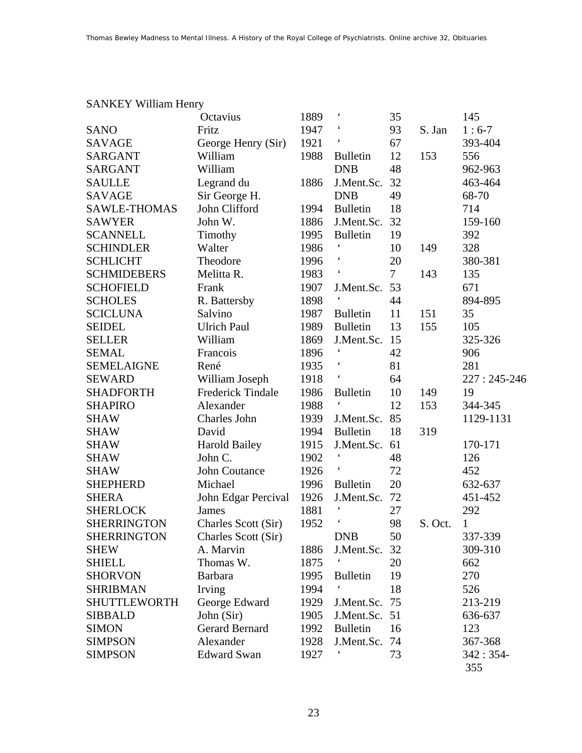| SANKEY William Henry | | | | | | |
|---|---|---|---|---|---|---|
| | Octavius | 1889 | ‘ | 35 | | 145 |
| SANO | Fritz | 1947 | ‘ | 93 | S. Jan | 1 : 6-7 |
| SAVAGE | George Henry (Sir) | 1921 | ‘ | 67 | | 393-404 |
| SARGANT | William | 1988 | Bulletin | 12 | 153 | 556 |
| SARGANT | William | | DNB | 48 | | 962-963 |
| SAULLE | Legrand du | 1886 | J.Ment.Sc. | 32 | | 463-464 |
| SAVAGE | Sir George H. | | DNB | 49 | | 68-70 |
| SAWLE-THOMAS | John Clifford | 1994 | Bulletin | 18 | | 714 |
| SAWYER | John W. | 1886 | J.Ment.Sc. | 32 | | 159-160 |
| SCANNELL | Timothy | 1995 | Bulletin | 19 | | 392 |
| SCHINDLER | Walter | 1986 | ‘ | 10 | 149 | 328 |
| SCHLICHT | Theodore | 1996 | ‘ | 20 | | 380-381 |
| SCHMIDEBERS | Melitta R. | 1983 | ‘ | 7 | 143 | 135 |
| SCHOFIELD | Frank | 1907 | J.Ment.Sc. | 53 | | 671 |
| SCHOLES | R. Battersby | 1898 | ‘ | 44 | | 894-895 |
| SCICLUNA | Salvino | 1987 | Bulletin | 11 | 151 | 35 |
| SEIDEL | Ulrich Paul | 1989 | Bulletin | 13 | 155 | 105 |
| SELLER | William | 1869 | J.Ment.Sc. | 15 | | 325-326 |
| SEMAL | Francois | 1896 | ‘ | 42 | | 906 |
| SEMELAIGNE | René | 1935 | ‘ | 81 | | 281 |
| SEWARD | William Joseph | 1918 | ‘ | 64 | | 227 : 245-246 |
| SHADFORTH | Frederick Tindale | 1986 | Bulletin | 10 | 149 | 19 |
| SHAPIRO | Alexander | 1988 | ‘ | 12 | 153 | 344-345 |
| SHAW | Charles John | 1939 | J.Ment.Sc. | 85 | | 1129-1131 |
| SHAW | David | 1994 | Bulletin | 18 | 319 | |
| SHAW | Harold Bailey | 1915 | J.Ment.Sc. | 61 | | 170-171 |
| SHAW | John C. | 1902 | ‘ | 48 | | 126 |
| SHAW | John Coutance | 1926 | ‘ | 72 | | 452 |
| SHEPHERD | Michael | 1996 | Bulletin | 20 | | 632-637 |
| SHERA | John Edgar Percival | 1926 | J.Ment.Sc. | 72 | | 451-452 |
| SHERLOCK | James | 1881 | ‘ | 27 | | 292 |
| SHERRINGTON | Charles Scott (Sir) | 1952 | ‘ | 98 | S. Oct. | 1 |
| SHERRINGTON | Charles Scott (Sir) | | DNB | 50 | | 337-339 |
| SHEW | A. Marvin | 1886 | J.Ment.Sc. | 32 | | 309-310 |
| SHIELL | Thomas W. | 1875 | ‘ | 20 | | 662 |
| SHORVON | Barbara | 1995 | Bulletin | 19 | | 270 |
| SHRIBMAN | Irving | 1994 | ‘ | 18 | | 526 |
| SHUTTLEWORTH | George Edward | 1929 | J.Ment.Sc. | 75 | | 213-219 |
| SIBBALD | John (Sir) | 1905 | J.Ment.Sc. | 51 | | 636-637 |
| SIMON | Gerard Bernard | 1992 | Bulletin | 16 | | 123 |
| SIMPSON | Alexander | 1928 | J.Ment.Sc. | 74 | | 367-368 |
| SIMPSON | Edward Swan | 1927 | ‘ | 73 | | 342 : 354-355 |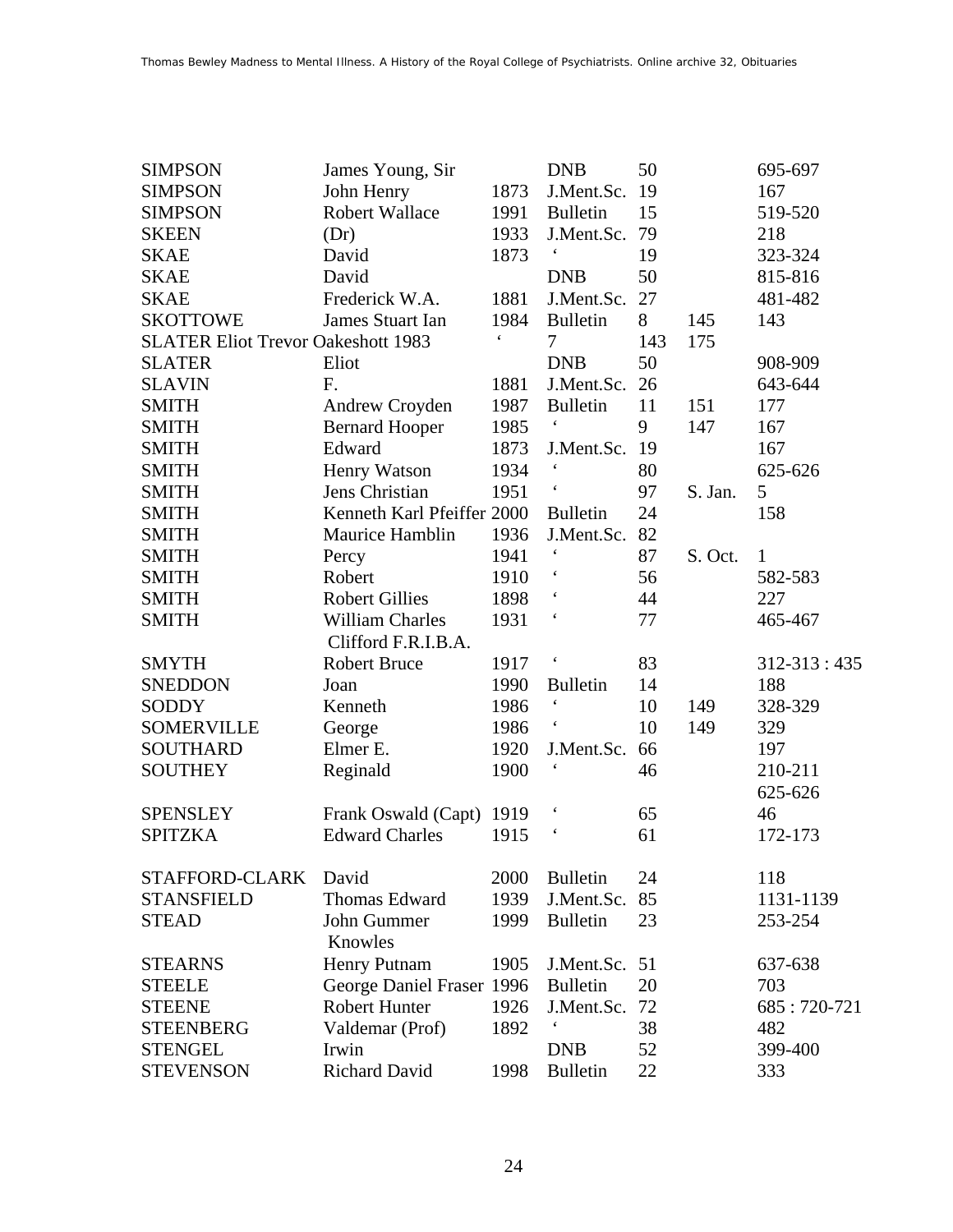| | | | | | | |
|---|---|---|---|---|---|---|
| SIMPSON | James Young, Sir | | DNB | 50 | | 695-697 |
| SIMPSON | John Henry | 1873 | J.Ment.Sc. | 19 | | 167 |
| SIMPSON | Robert Wallace | 1991 | Bulletin | 15 | | 519-520 |
| SKEEN | (Dr) | 1933 | J.Ment.Sc. | 79 | | 218 |
| SKAE | David | 1873 | ‘ | 19 | | 323-324 |
| SKAE | David | | DNB | 50 | | 815-816 |
| SKAE | Frederick W.A. | 1881 | J.Ment.Sc. | 27 | | 481-482 |
| SKOTTOWE | James Stuart Ian | 1984 | Bulletin | 8 | 145 | 143 |
| SLATER Eliot Trevor Oakeshott 1983 | | ‘ | 7 | 143 | 175 | |
| SLATER | Eliot | | DNB | 50 | | 908-909 |
| SLAVIN | F. | 1881 | J.Ment.Sc. | 26 | | 643-644 |
| SMITH | Andrew Croyden | 1987 | Bulletin | 11 | 151 | 177 |
| SMITH | Bernard Hooper | 1985 | ‘ | 9 | 147 | 167 |
| SMITH | Edward | 1873 | J.Ment.Sc. | 19 | | 167 |
| SMITH | Henry Watson | 1934 | ‘ | 80 | | 625-626 |
| SMITH | Jens Christian | 1951 | ‘ | 97 | S. Jan. | 5 |
| SMITH | Kenneth Karl Pfeiffer 2000 | | Bulletin | 24 | | 158 |
| SMITH | Maurice Hamblin | 1936 | J.Ment.Sc. | 82 | | |
| SMITH | Percy | 1941 | ‘ | 87 | S. Oct. | 1 |
| SMITH | Robert | 1910 | ‘ | 56 | | 582-583 |
| SMITH | Robert Gillies | 1898 | ‘ | 44 | | 227 |
| SMITH | William Charles Clifford F.R.I.B.A. | 1931 | ‘ | 77 | | 465-467 |
| SMYTH | Robert Bruce | 1917 | ‘ | 83 | | 312-313 : 435 |
| SNEDDON | Joan | 1990 | Bulletin | 14 | | 188 |
| SODDY | Kenneth | 1986 | ‘ | 10 | 149 | 328-329 |
| SOMERVILLE | George | 1986 | ‘ | 10 | 149 | 329 |
| SOUTHARD | Elmer E. | 1920 | J.Ment.Sc. | 66 | | 197 |
| SOUTHEY | Reginald | 1900 | ‘ | 46 | | 210-211 625-626 |
| SPENSLEY | Frank Oswald (Capt) | 1919 | ‘ | 65 | | 46 |
| SPITZKA | Edward Charles | 1915 | ‘ | 61 | | 172-173 |
| STAFFORD-CLARK | David | 2000 | Bulletin | 24 | | 118 |
| STANSFIELD | Thomas Edward | 1939 | J.Ment.Sc. | 85 | | 1131-1139 |
| STEAD | John Gummer Knowles | 1999 | Bulletin | 23 | | 253-254 |
| STEARNS | Henry Putnam | 1905 | J.Ment.Sc. | 51 | | 637-638 |
| STEELE | George Daniel Fraser | 1996 | Bulletin | 20 | | 703 |
| STEENE | Robert Hunter | 1926 | J.Ment.Sc. | 72 | | 685 : 720-721 |
| STEENBERG | Valdemar (Prof) | 1892 | ‘ | 38 | | 482 |
| STENGEL | Irwin | | DNB | 52 | | 399-400 |
| STEVENSON | Richard David | 1998 | Bulletin | 22 | | 333 |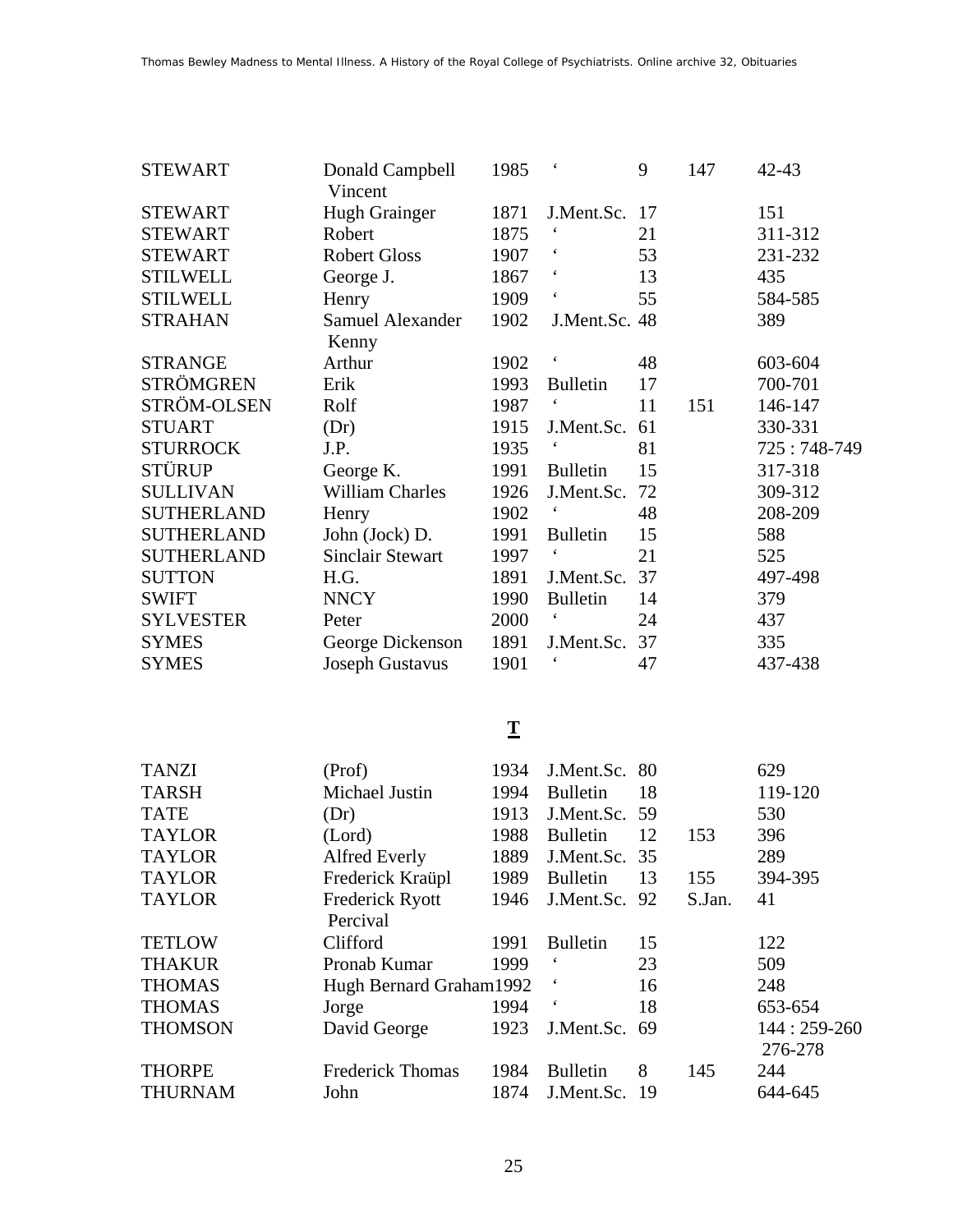| | | | | | | |
|---|---|---|---|---|---|---|
| STEWART | Donald Campbell Vincent | 1985 | ‘ | 9 | 147 | 42-43 |
| STEWART | Hugh Grainger | 1871 | J.Ment.Sc. | 17 | | 151 |
| STEWART | Robert | 1875 | ‘ | 21 | | 311-312 |
| STEWART | Robert Gloss | 1907 | ‘ | 53 | | 231-232 |
| STILWELL | George J. | 1867 | ‘ | 13 | | 435 |
| STILWELL | Henry | 1909 | ‘ | 55 | | 584-585 |
| STRAHAN | Samuel Alexander Kenny | 1902 | J.Ment.Sc. | 48 | | 389 |
| STRANGE | Arthur | 1902 | ‘ | 48 | | 603-604 |
| STRÖMGREN | Erik | 1993 | Bulletin | 17 | | 700-701 |
| STRÖM-OLSEN | Rolf | 1987 | ‘ | 11 | 151 | 146-147 |
| STUART | (Dr) | 1915 | J.Ment.Sc. | 61 | | 330-331 |
| STURROCK | J.P. | 1935 | ‘ | 81 | | 725 : 748-749 |
| STÜRUP | George K. | 1991 | Bulletin | 15 | | 317-318 |
| SULLIVAN | William Charles | 1926 | J.Ment.Sc. | 72 | | 309-312 |
| SUTHERLAND | Henry | 1902 | ‘ | 48 | | 208-209 |
| SUTHERLAND | John (Jock) D. | 1991 | Bulletin | 15 | | 588 |
| SUTHERLAND | Sinclair Stewart | 1997 | ‘ | 21 | | 525 |
| SUTTON | H.G. | 1891 | J.Ment.Sc. | 37 | | 497-498 |
| SWIFT | NNCY | 1990 | Bulletin | 14 | | 379 |
| SYLVESTER | Peter | 2000 | ‘ | 24 | | 437 |
| SYMES | George Dickenson | 1891 | J.Ment.Sc. | 37 | | 335 |
| SYMES | Joseph Gustavus | 1901 | ‘ | 47 | | 437-438 |

## T

| | | | | | | |
|---|---|---|---|---|---|---|
| TANZI | (Prof) | 1934 | J.Ment.Sc. | 80 | | 629 |
| TARSH | Michael Justin | 1994 | Bulletin | 18 | | 119-120 |
| TATE | (Dr) | 1913 | J.Ment.Sc. | 59 | | 530 |
| TAYLOR | (Lord) | 1988 | Bulletin | 12 | 153 | 396 |
| TAYLOR | Alfred Everly | 1889 | J.Ment.Sc. | 35 | | 289 |
| TAYLOR | Frederick Kraüpl | 1989 | Bulletin | 13 | 155 | 394-395 |
| TAYLOR | Frederick Ryott Percival | 1946 | J.Ment.Sc. | 92 | S.Jan. | 41 |
| TETLOW | Clifford | 1991 | Bulletin | 15 | | 122 |
| THAKUR | Pronab Kumar | 1999 | ‘ | 23 | | 509 |
| THOMAS | Hugh Bernard Graham | 1992 | ‘ | 16 | | 248 |
| THOMAS | Jorge | 1994 | ‘ | 18 | | 653-654 |
| THOMSON | David George | 1923 | J.Ment.Sc. | 69 | | 144 : 259-260 276-278 |
| THORPE | Frederick Thomas | 1984 | Bulletin | 8 | 145 | 244 |
| THURNAM | John | 1874 | J.Ment.Sc. | 19 | | 644-645 |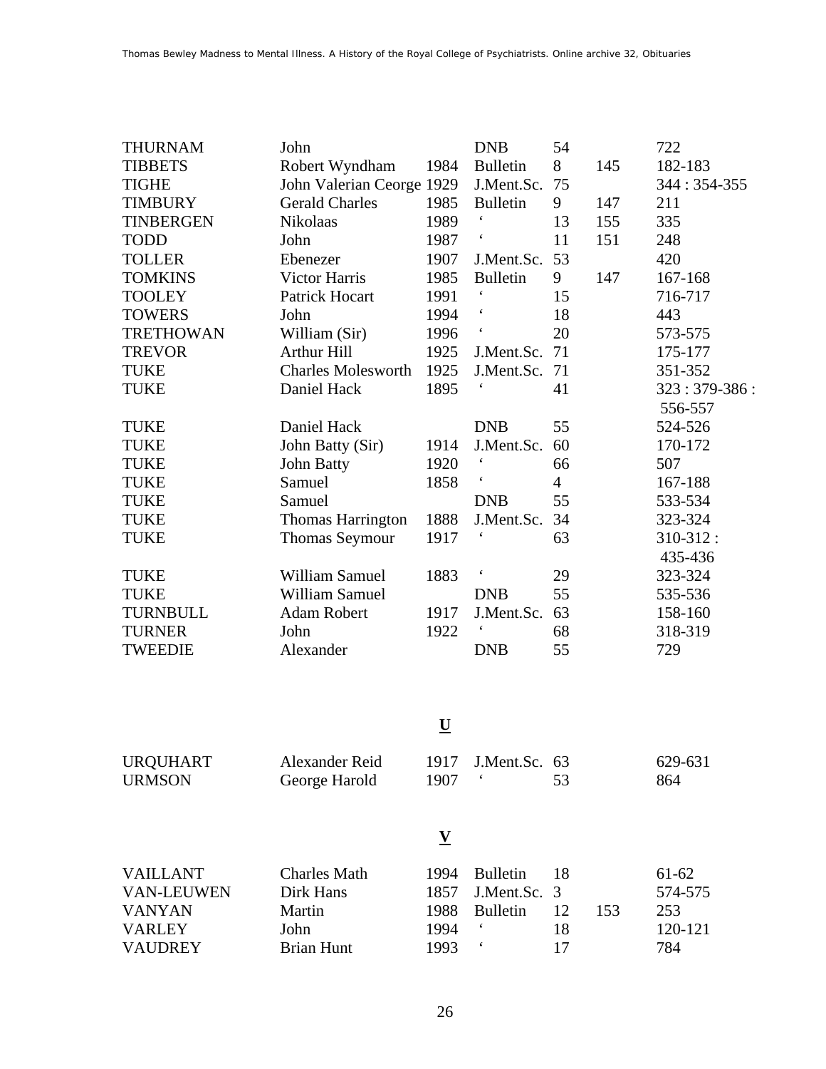| | | | | | | |
|---|---|---|---|---|---|---|
| THURNAM | John | | DNB | 54 | | 722 |
| TIBBETS | Robert Wyndham | 1984 | Bulletin | 8 | 145 | 182-183 |
| TIGHE | John Valerian Ceorge | 1929 | J.Ment.Sc. | 75 | | 344 : 354-355 |
| TIMBURY | Gerald Charles | 1985 | Bulletin | 9 | 147 | 211 |
| TINBERGEN | Nikolaas | 1989 | ‘ | 13 | 155 | 335 |
| TODD | John | 1987 | ‘ | 11 | 151 | 248 |
| TOLLER | Ebenezer | 1907 | J.Ment.Sc. | 53 | | 420 |
| TOMKINS | Victor Harris | 1985 | Bulletin | 9 | 147 | 167-168 |
| TOOLEY | Patrick Hocart | 1991 | ‘ | 15 | | 716-717 |
| TOWERS | John | 1994 | ‘ | 18 | | 443 |
| TRETHOWAN | William (Sir) | 1996 | ‘ | 20 | | 573-575 |
| TREVOR | Arthur Hill | 1925 | J.Ment.Sc. | 71 | | 175-177 |
| TUKE | Charles Molesworth | 1925 | J.Ment.Sc. | 71 | | 351-352 |
| TUKE | Daniel Hack | 1895 | ‘ | 41 | | 323 : 379-386 : 556-557 |
| TUKE | Daniel Hack | | DNB | 55 | | 524-526 |
| TUKE | John Batty (Sir) | 1914 | J.Ment.Sc. | 60 | | 170-172 |
| TUKE | John Batty | 1920 | ‘ | 66 | | 507 |
| TUKE | Samuel | 1858 | ‘ | 4 | | 167-188 |
| TUKE | Samuel | | DNB | 55 | | 533-534 |
| TUKE | Thomas Harrington | 1888 | J.Ment.Sc. | 34 | | 323-324 |
| TUKE | Thomas Seymour | 1917 | ‘ | 63 | | 310-312 : 435-436 |
| TUKE | William Samuel | 1883 | ‘ | 29 | | 323-324 |
| TUKE | William Samuel | | DNB | 55 | | 535-536 |
| TURNBULL | Adam Robert | 1917 | J.Ment.Sc. | 63 | | 158-160 |
| TURNER | John | 1922 | ‘ | 68 | | 318-319 |
| TWEEDIE | Alexander | | DNB | 55 | | 729 |

## U

| | | | | | | |
|---|---|---|---|---|---|---|
| URQUHART | Alexander Reid | 1917 | J.Ment.Sc. | 63 | | 629-631 |
| URMSON | George Harold | 1907 | ‘ | 53 | | 864 |

## V

| | | | | | | |
|---|---|---|---|---|---|---|
| VAILLANT | Charles Math | 1994 | Bulletin | 18 | | 61-62 |
| VAN-LEUWEN | Dirk Hans | 1857 | J.Ment.Sc. | 3 | | 574-575 |
| VANYAN | Martin | 1988 | Bulletin | 12 | 153 | 253 |
| VARLEY | John | 1994 | ‘ | 18 | | 120-121 |
| VAUDREY | Brian Hunt | 1993 | ‘ | 17 | | 784 |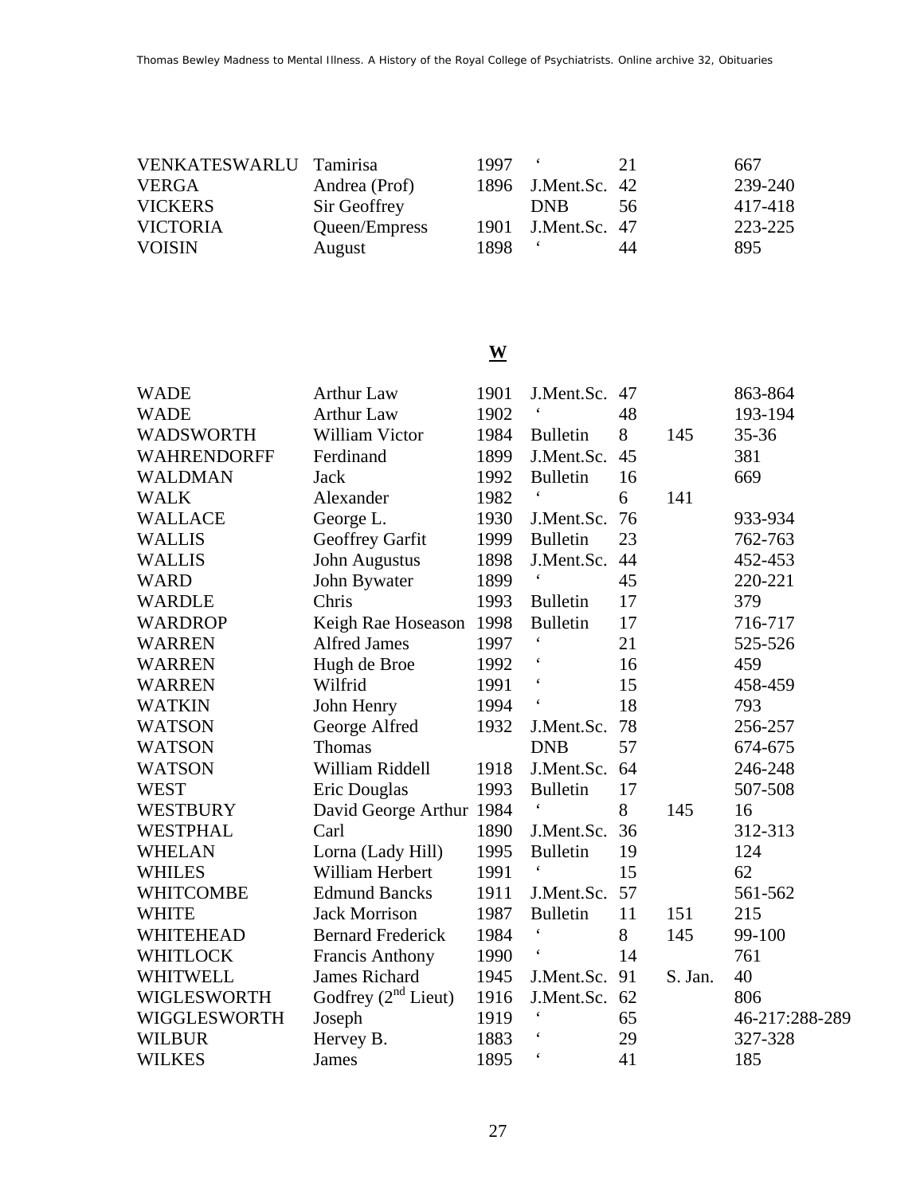| | | | | | | |
|---|---|---|---|---|---|---|
| VENKATESWARLU | Tamirisa | 1997 | ' | 21 | | 667 |
| VERGA | Andrea (Prof) | 1896 | J.Ment.Sc. | 42 | | 239-240 |
| VICKERS | Sir Geoffrey | | DNB | 56 | | 417-418 |
| VICTORIA | Queen/Empress | 1901 | J.Ment.Sc. | 47 | | 223-225 |
| VOISIN | August | 1898 | ' | 44 | | 895 |

## W

| | | | | | | |
|---|---|---|---|---|---|---|
| WADE | Arthur Law | 1901 | J.Ment.Sc. | 47 | | 863-864 |
| WADE | Arthur Law | 1902 | ' | 48 | | 193-194 |
| WADSWORTH | William Victor | 1984 | Bulletin | 8 | 145 | 35-36 |
| WAHRENDORFF | Ferdinand | 1899 | J.Ment.Sc. | 45 | | 381 |
| WALDMAN | Jack | 1992 | Bulletin | 16 | | 669 |
| WALK | Alexander | 1982 | ' | 6 | 141 | |
| WALLACE | George L. | 1930 | J.Ment.Sc. | 76 | | 933-934 |
| WALLIS | Geoffrey Garfit | 1999 | Bulletin | 23 | | 762-763 |
| WALLIS | John Augustus | 1898 | J.Ment.Sc. | 44 | | 452-453 |
| WARD | John Bywater | 1899 | ' | 45 | | 220-221 |
| WARDLE | Chris | 1993 | Bulletin | 17 | | 379 |
| WARDROP | Keigh Rae Hoseason | 1998 | Bulletin | 17 | | 716-717 |
| WARREN | Alfred James | 1997 | ' | 21 | | 525-526 |
| WARREN | Hugh de Broe | 1992 | ' | 16 | | 459 |
| WARREN | Wilfrid | 1991 | ' | 15 | | 458-459 |
| WATKIN | John Henry | 1994 | ' | 18 | | 793 |
| WATSON | George Alfred | 1932 | J.Ment.Sc. | 78 | | 256-257 |
| WATSON | Thomas | | DNB | 57 | | 674-675 |
| WATSON | William Riddell | 1918 | J.Ment.Sc. | 64 | | 246-248 |
| WEST | Eric Douglas | 1993 | Bulletin | 17 | | 507-508 |
| WESTBURY | David George Arthur | 1984 | ' | 8 | 145 | 16 |
| WESTPHAL | Carl | 1890 | J.Ment.Sc. | 36 | | 312-313 |
| WHELAN | Lorna (Lady Hill) | 1995 | Bulletin | 19 | | 124 |
| WHILES | William Herbert | 1991 | ' | 15 | | 62 |
| WHITCOMBE | Edmund Bancks | 1911 | J.Ment.Sc. | 57 | | 561-562 |
| WHITE | Jack Morrison | 1987 | Bulletin | 11 | 151 | 215 |
| WHITEHEAD | Bernard Frederick | 1984 | ' | 8 | 145 | 99-100 |
| WHITLOCK | Francis Anthony | 1990 | ' | 14 | | 761 |
| WHITWELL | James Richard | 1945 | J.Ment.Sc. | 91 | S. Jan. | 40 |
| WIGLESWORTH | Godfrey (2nd Lieut) | 1916 | J.Ment.Sc. | 62 | | 806 |
| WIGGLESWORTH | Joseph | 1919 | ' | 65 | | 46-217:288-289 |
| WILBUR | Hervey B. | 1883 | ' | 29 | | 327-328 |
| WILKES | James | 1895 | ' | 41 | | 185 |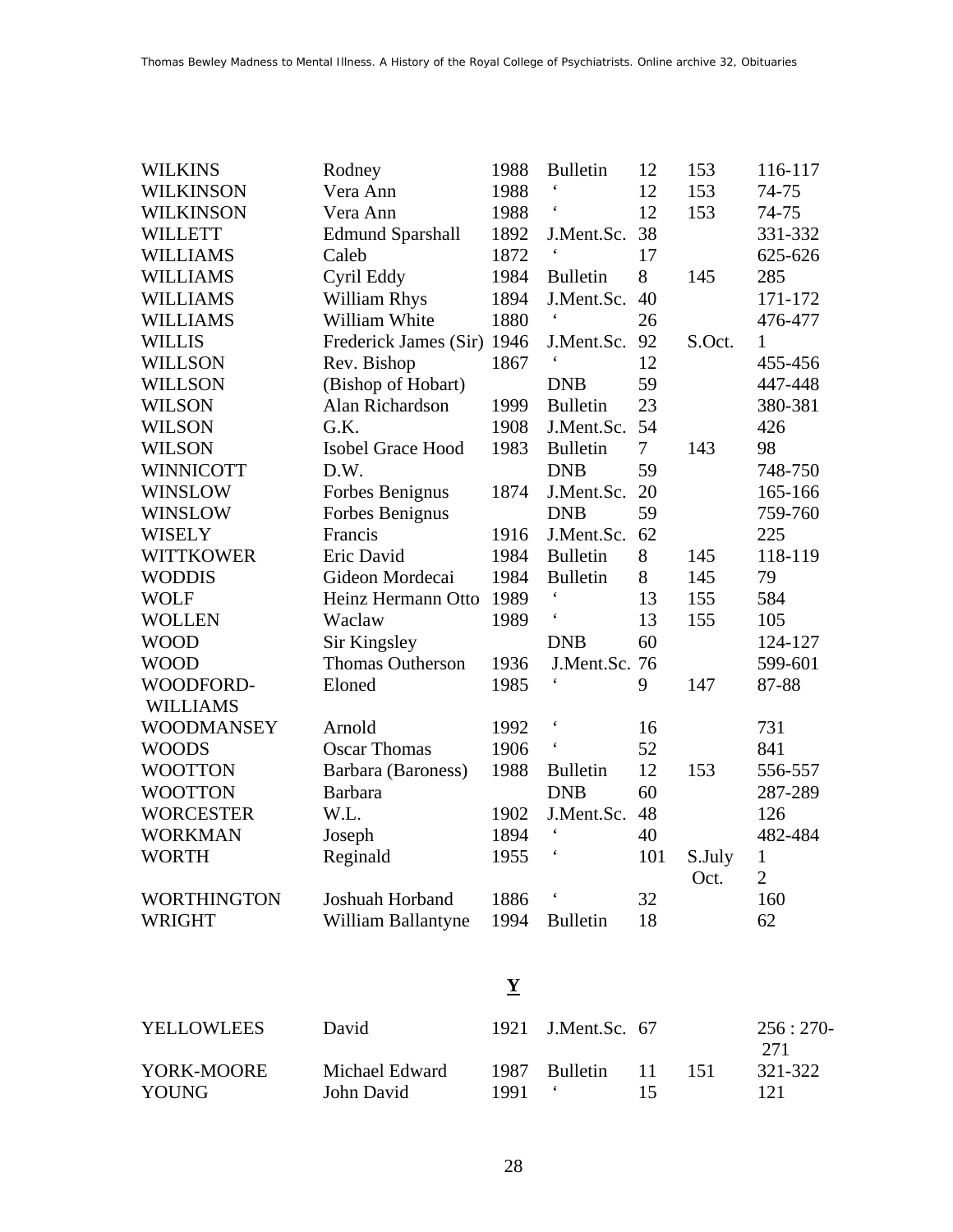| | | | | | | |
|---|---|---|---|---|---|---|
| WILKINS | Rodney | 1988 | Bulletin | 12 | 153 | 116-117 |
| WILKINSON | Vera Ann | 1988 | ‘ | 12 | 153 | 74-75 |
| WILKINSON | Vera Ann | 1988 | ‘ | 12 | 153 | 74-75 |
| WILLETT | Edmund Sparshall | 1892 | J.Ment.Sc. | 38 | | 331-332 |
| WILLIAMS | Caleb | 1872 | ‘ | 17 | | 625-626 |
| WILLIAMS | Cyril Eddy | 1984 | Bulletin | 8 | 145 | 285 |
| WILLIAMS | William Rhys | 1894 | J.Ment.Sc. | 40 | | 171-172 |
| WILLIAMS | William White | 1880 | ‘ | 26 | | 476-477 |
| WILLIS | Frederick James (Sir) | 1946 | J.Ment.Sc. | 92 | S.Oct. | 1 |
| WILLSON | Rev. Bishop | 1867 | ‘ | 12 | | 455-456 |
| WILLSON | (Bishop of Hobart) | | DNB | 59 | | 447-448 |
| WILSON | Alan Richardson | 1999 | Bulletin | 23 | | 380-381 |
| WILSON | G.K. | 1908 | J.Ment.Sc. | 54 | | 426 |
| WILSON | Isobel Grace Hood | 1983 | Bulletin | 7 | 143 | 98 |
| WINNICOTT | D.W. | | DNB | 59 | | 748-750 |
| WINSLOW | Forbes Benignus | 1874 | J.Ment.Sc. | 20 | | 165-166 |
| WINSLOW | Forbes Benignus | | DNB | 59 | | 759-760 |
| WISELY | Francis | 1916 | J.Ment.Sc. | 62 | | 225 |
| WITTKOWER | Eric David | 1984 | Bulletin | 8 | 145 | 118-119 |
| WODDIS | Gideon Mordecai | 1984 | Bulletin | 8 | 145 | 79 |
| WOLF | Heinz Hermann Otto | 1989 | ‘ | 13 | 155 | 584 |
| WOLLEN | Waclaw | 1989 | ‘ | 13 | 155 | 105 |
| WOOD | Sir Kingsley | | DNB | 60 | | 124-127 |
| WOOD | Thomas Outherson | 1936 | J.Ment.Sc. | 76 | | 599-601 |
| WOODFORD-WILLIAMS | Eloned | 1985 | ‘ | 9 | 147 | 87-88 |
| WOODMANSEY | Arnold | 1992 | ‘ | 16 | | 731 |
| WOODS | Oscar Thomas | 1906 | ‘ | 52 | | 841 |
| WOOTTON | Barbara (Baroness) | 1988 | Bulletin | 12 | 153 | 556-557 |
| WOOTTON | Barbara | | DNB | 60 | | 287-289 |
| WORCESTER | W.L. | 1902 | J.Ment.Sc. | 48 | | 126 |
| WORKMAN | Joseph | 1894 | ‘ | 40 | | 482-484 |
| WORTH | Reginald | 1955 | ‘ | 101 | S.July Oct. | 1 2 |
| WORTHINGTON | Joshuah Horband | 1886 | ‘ | 32 | | 160 |
| WRIGHT | William Ballantyne | 1994 | Bulletin | 18 | | 62 |

## Y

| | | | | | | |
|---|---|---|---|---|---|---|
| YELLOWLEES | David | 1921 | J.Ment.Sc. | 67 | | 256 : 270-271 |
| YORK-MOORE | Michael Edward | 1987 | Bulletin | 11 | 151 | 321-322 |
| YOUNG | John David | 1991 | ‘ | 15 | | 121 |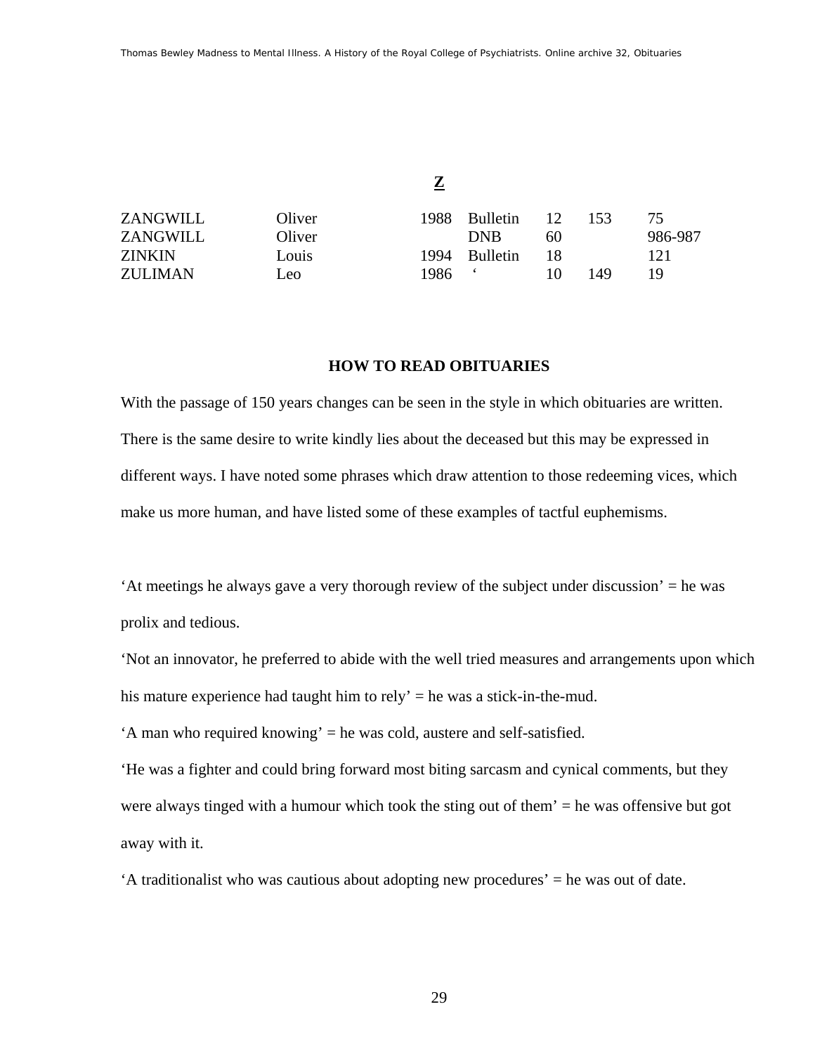## Z

| | | | | | | |
|---|---|---|---|---|---|---|
| ZANGWILL | Oliver | 1988 | Bulletin | 12 | 153 | 75 |
| ZANGWILL | Oliver | | DNB | 60 | | 986-987 |
| ZINKIN | Louis | 1994 | Bulletin | 18 | | 121 |
| ZULIMAN | Leo | 1986 | ‘ | 10 | 149 | 19 |

## HOW TO READ OBITUARIES

With the passage of 150 years changes can be seen in the style in which obituaries are written. There is the same desire to write kindly lies about the deceased but this may be expressed in different ways. I have noted some phrases which draw attention to those redeeming vices, which make us more human, and have listed some of these examples of tactful euphemisms.

‘At meetings he always gave a very thorough review of the subject under discussion’ = he was prolix and tedious.

‘Not an innovator, he preferred to abide with the well tried measures and arrangements upon which his mature experience had taught him to rely’ = he was a stick-in-the-mud.

‘A man who required knowing’ = he was cold, austere and self-satisfied.

‘He was a fighter and could bring forward most biting sarcasm and cynical comments, but they were always tinged with a humour which took the sting out of them’ = he was offensive but got away with it.

‘A traditionalist who was cautious about adopting new procedures’ = he was out of date.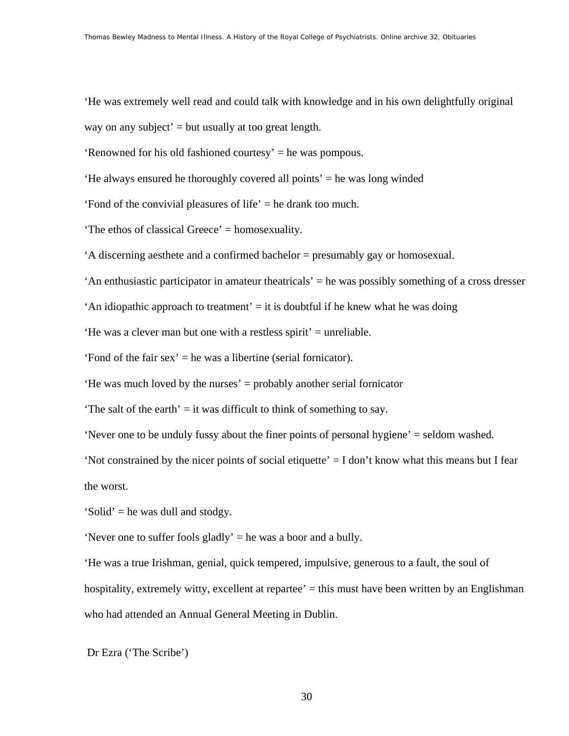'He was extremely well read and could talk with knowledge and in his own delightfully original way on any subject' = but usually at too great length.

'Renowned for his old fashioned courtesy' = he was pompous.

'He always ensured he thoroughly covered all points' = he was long winded

'Fond of the convivial pleasures of life' = he drank too much.

'The ethos of classical Greece' = homosexuality.

'A discerning aesthete and a confirmed bachelor = presumably gay or homosexual.

'An enthusiastic participator in amateur theatricals' = he was possibly something of a cross dresser

'An idiopathic approach to treatment' = it is doubtful if he knew what he was doing

'He was a clever man but one with a restless spirit' = unreliable.

'Fond of the fair sex' = he was a libertine (serial fornicator).

'He was much loved by the nurses' = probably another serial fornicator

'The salt of the earth' = it was difficult to think of something to say.

'Never one to be unduly fussy about the finer points of personal hygiene' = seldom washed.

'Not constrained by the nicer points of social etiquette' = I don't know what this means but I fear the worst.

'Solid' = he was dull and stodgy.

'Never one to suffer fools gladly' = he was a boor and a bully.

'He was a true Irishman, genial, quick tempered, impulsive, generous to a fault, the soul of hospitality, extremely witty, excellent at repartee' = this must have been written by an Englishman who had attended an Annual General Meeting in Dublin.

Dr Ezra ('The Scribe')